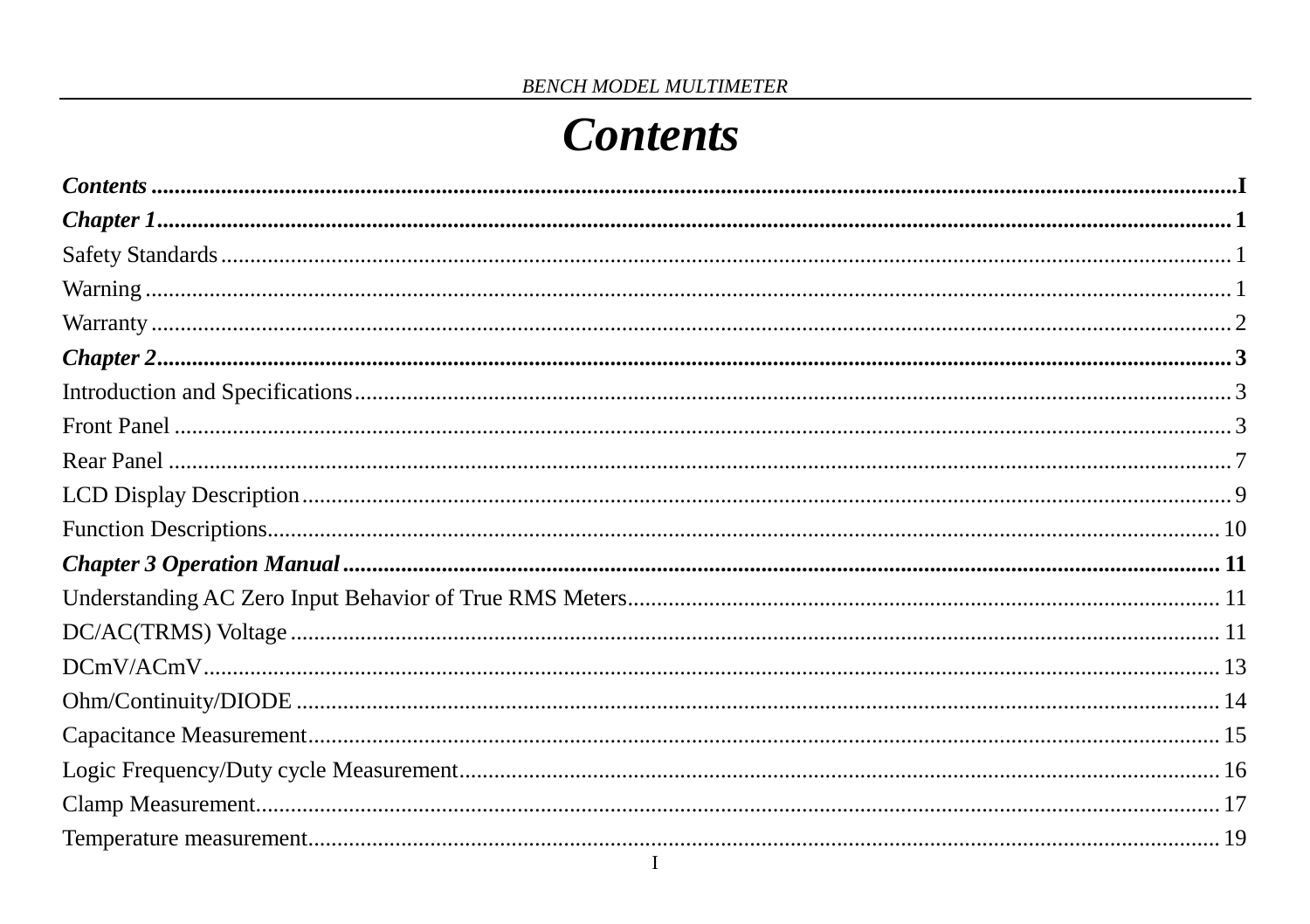# Contents

***Contents*** **I**

***Chapter 1*** **1**

Safety Standards 1

Warning 1

Warranty 2

***Chapter 2*** **3**

Introduction and Specifications 3

Front Panel 3

Rear Panel 7

LCD Display Description 9

Function Descriptions 10

***Chapter 3 Operation Manual*** **11**

Understanding AC Zero Input Behavior of True RMS Meters 11

DC/AC(TRMS) Voltage 11

DCmV/ACmV 13

Ohm/Continuity/DIODE 14

Capacitance Measurement 15

Logic Frequency/Duty cycle Measurement 16

Clamp Measurement 17

Temperature measurement 19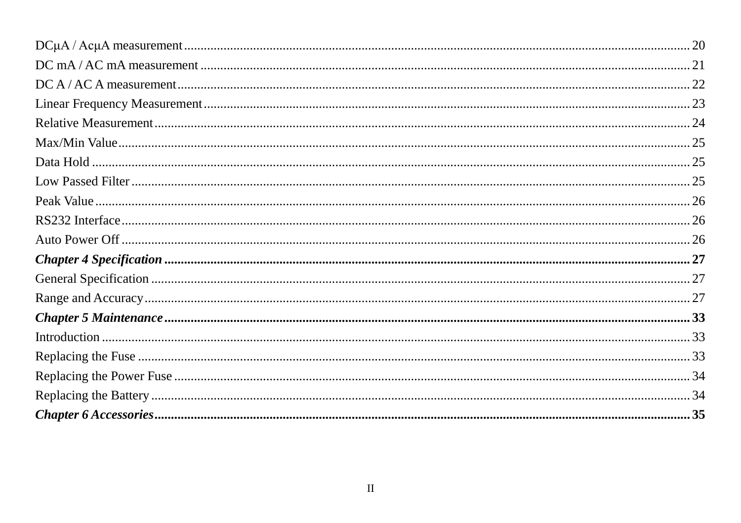DCμA / AcμA measurement ........................................ 20
DC mA / AC mA measurement ........................................ 21
DC A / AC A measurement ........................................ 22
Linear Frequency Measurement ........................................ 23
Relative Measurement ........................................ 24
Max/Min Value ........................................ 25
Data Hold ........................................ 25
Low Passed Filter ........................................ 25
Peak Value ........................................ 26
RS232 Interface ........................................ 26
Auto Power Off ........................................ 26
***Chapter 4 Specification* ........................................ 27**
General Specification ........................................ 27
Range and Accuracy ........................................ 27
***Chapter 5 Maintenance* ........................................ 33**
Introduction ........................................ 33
Replacing the Fuse ........................................ 33
Replacing the Power Fuse ........................................ 34
Replacing the Battery ........................................ 34
***Chapter 6 Accessories* ........................................ 35**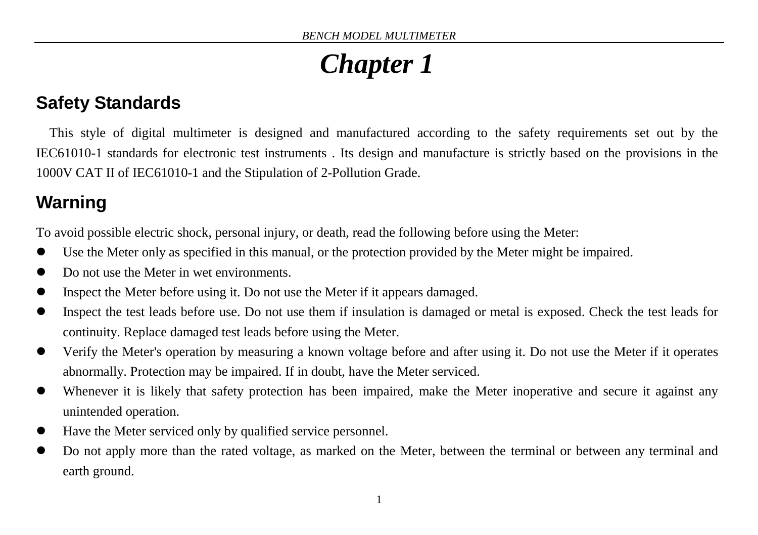# *Chapter 1*

## Safety Standards

This style of digital multimeter is designed and manufactured according to the safety requirements set out by the IEC61010-1 standards for electronic test instruments . Its design and manufacture is strictly based on the provisions in the 1000V CAT II of IEC61010-1 and the Stipulation of 2-Pollution Grade.

## Warning

To avoid possible electric shock, personal injury, or death, read the following before using the Meter:

- Use the Meter only as specified in this manual, or the protection provided by the Meter might be impaired.
- Do not use the Meter in wet environments.
- Inspect the Meter before using it. Do not use the Meter if it appears damaged.
- Inspect the test leads before use. Do not use them if insulation is damaged or metal is exposed. Check the test leads for continuity. Replace damaged test leads before using the Meter.
- Verify the Meter's operation by measuring a known voltage before and after using it. Do not use the Meter if it operates abnormally. Protection may be impaired. If in doubt, have the Meter serviced.
- Whenever it is likely that safety protection has been impaired, make the Meter inoperative and secure it against any unintended operation.
- Have the Meter serviced only by qualified service personnel.
- Do not apply more than the rated voltage, as marked on the Meter, between the terminal or between any terminal and earth ground.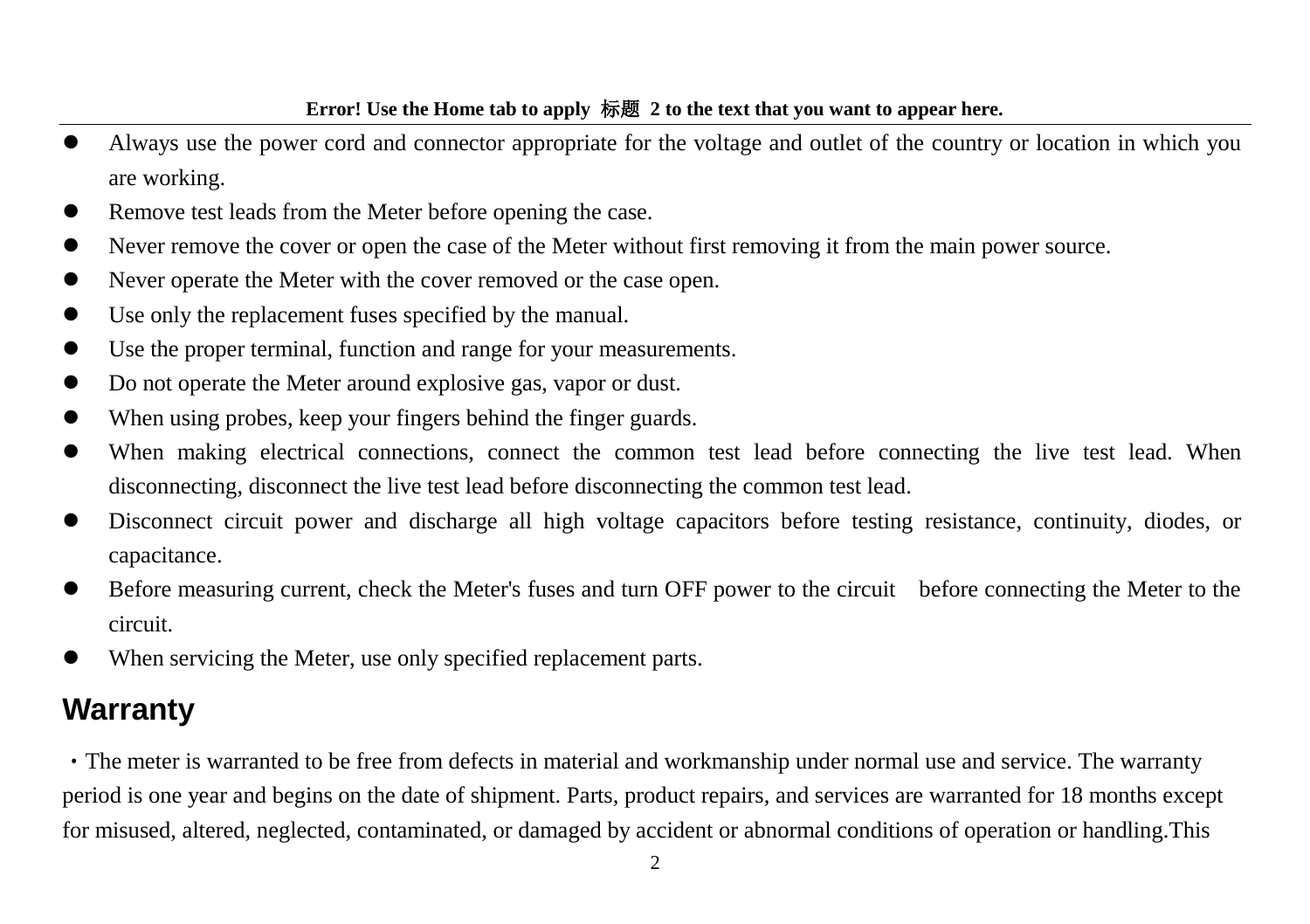- Always use the power cord and connector appropriate for the voltage and outlet of the country or location in which you are working.
- Remove test leads from the Meter before opening the case.
- Never remove the cover or open the case of the Meter without first removing it from the main power source.
- Never operate the Meter with the cover removed or the case open.
- Use only the replacement fuses specified by the manual.
- Use the proper terminal, function and range for your measurements.
- Do not operate the Meter around explosive gas, vapor or dust.
- When using probes, keep your fingers behind the finger guards.
- When making electrical connections, connect the common test lead before connecting the live test lead. When disconnecting, disconnect the live test lead before disconnecting the common test lead.
- Disconnect circuit power and discharge all high voltage capacitors before testing resistance, continuity, diodes, or capacitance.
- Before measuring current, check the Meter's fuses and turn OFF power to the circuit before connecting the Meter to the circuit.
- When servicing the Meter, use only specified replacement parts.

## Warranty

・The meter is warranted to be free from defects in material and workmanship under normal use and service. The warranty period is one year and begins on the date of shipment. Parts, product repairs, and services are warranted for 18 months except for misused, altered, neglected, contaminated, or damaged by accident or abnormal conditions of operation or handling.This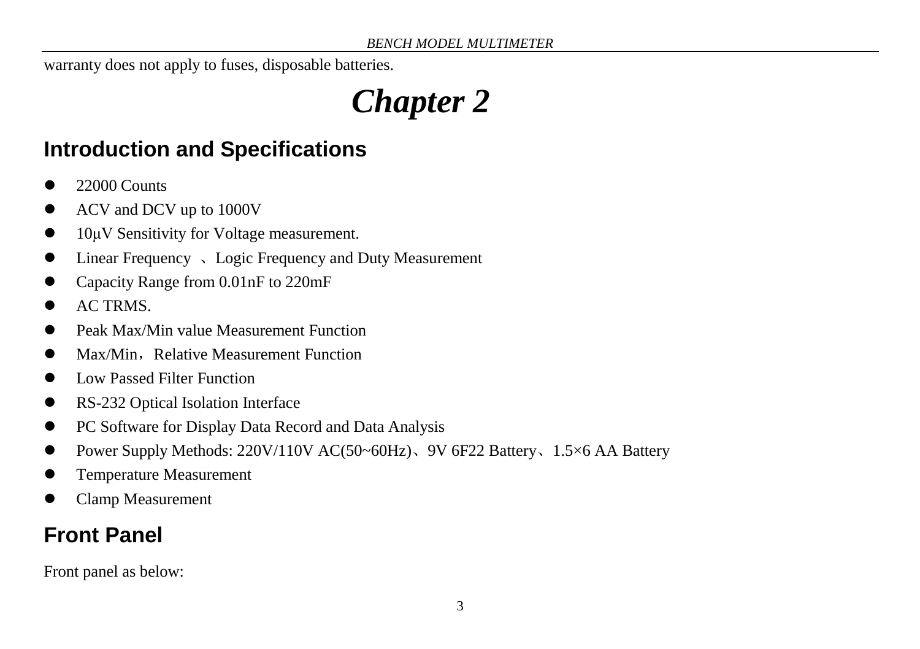warranty does not apply to fuses, disposable batteries.

# *Chapter 2*

## Introduction and Specifications

- 22000 Counts
- ACV and DCV up to 1000V
- 10μV Sensitivity for Voltage measurement.
- Linear Frequency 、Logic Frequency and Duty Measurement
- Capacity Range from 0.01nF to 220mF
- AC TRMS.
- Peak Max/Min value Measurement Function
- Max/Min，Relative Measurement Function
- Low Passed Filter Function
- RS-232 Optical Isolation Interface
- PC Software for Display Data Record and Data Analysis
- Power Supply Methods: 220V/110V AC(50~60Hz)、9V 6F22 Battery、1.5×6 AA Battery
- Temperature Measurement
- Clamp Measurement

## Front Panel

Front panel as below: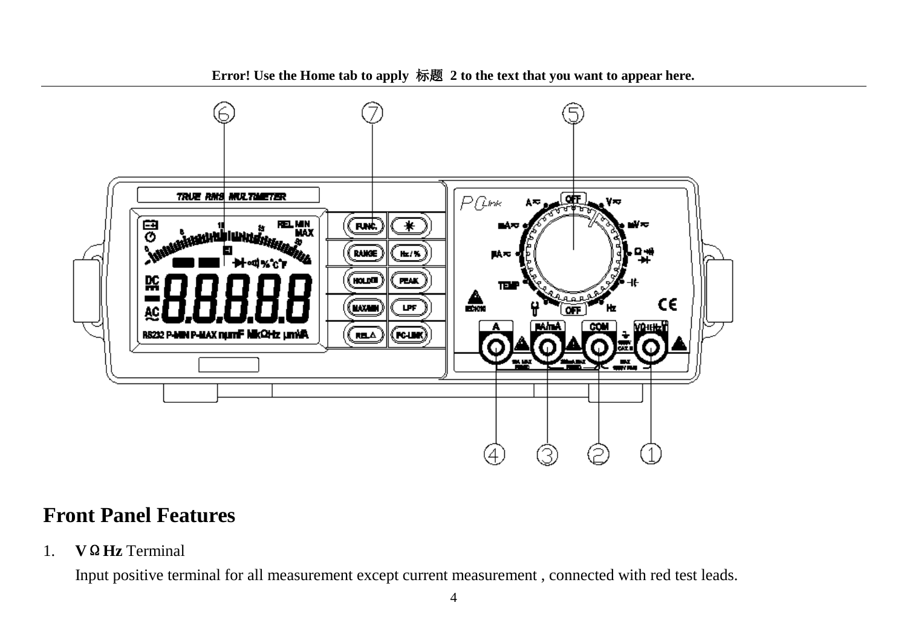## Front Panel Features

1. **V Ω Hz** Terminal

   Input positive terminal for all measurement except current measurement , connected with red test leads.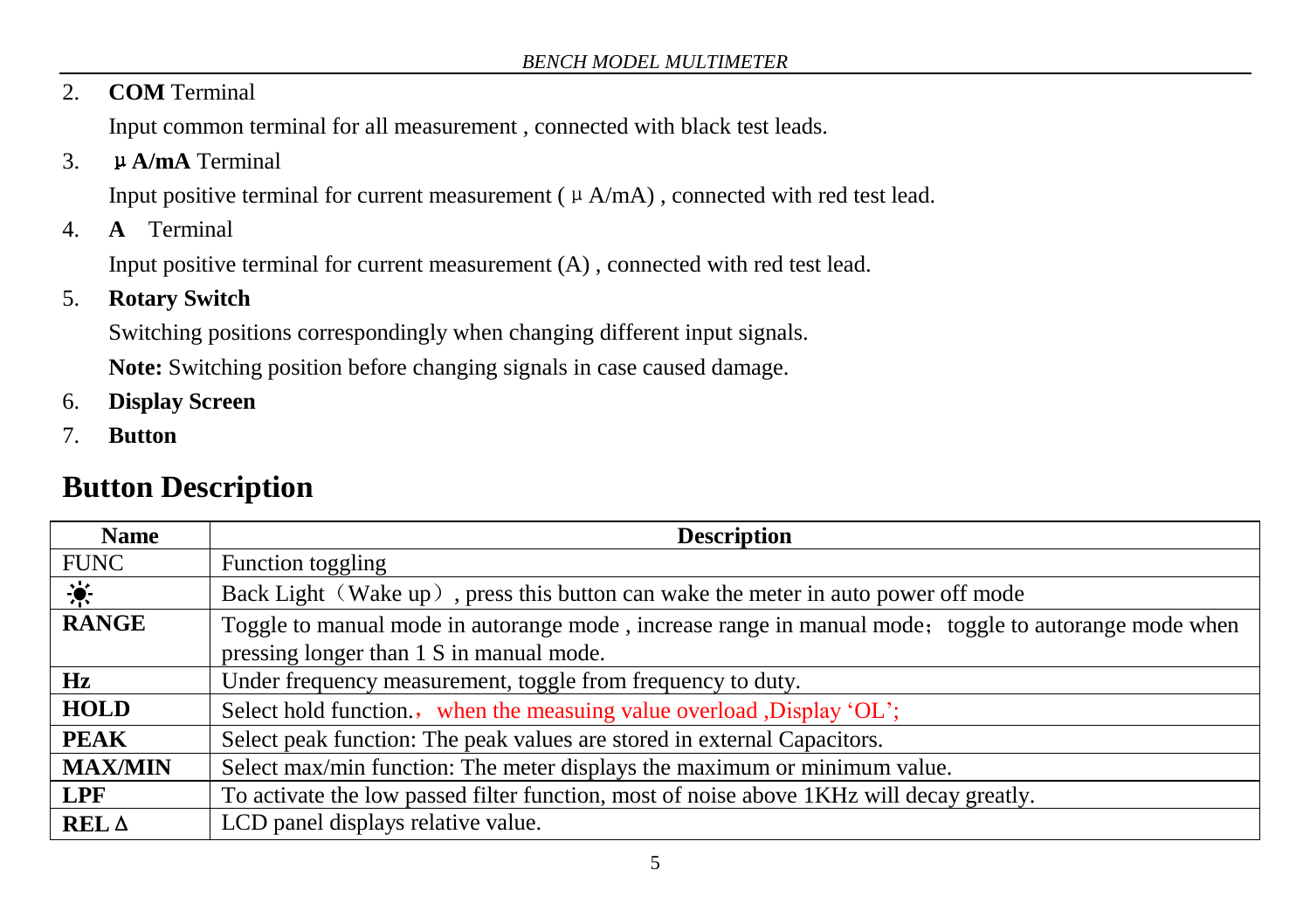2. **COM** Terminal

   Input common terminal for all measurement , connected with black test leads.

3. **μA/mA** Terminal

   Input positive terminal for current measurement ( μA/mA) , connected with red test lead.

4. **A** Terminal

   Input positive terminal for current measurement (A) , connected with red test lead.

5. **Rotary Switch**

   Switching positions correspondingly when changing different input signals.

   **Note:** Switching position before changing signals in case caused damage.

6. **Display Screen**
7. **Button**

## Button Description

| Name | Description |
| --- | --- |
| FUNC | Function toggling |
| ☀ | Back Light（Wake up）, press this button can wake the meter in auto power off mode |
| **RANGE** | Toggle to manual mode in autorange mode , increase range in manual mode； toggle to autorange mode when pressing longer than 1 S in manual mode. |
| **Hz** | Under frequency measurement, toggle from frequency to duty. |
| **HOLD** | Select hold function.， when the measuing value overload ,Display 'OL'; |
| **PEAK** | Select peak function: The peak values are stored in external Capacitors. |
| **MAX/MIN** | Select max/min function: The meter displays the maximum or minimum value. |
| **LPF** | To activate the low passed filter function, most of noise above 1KHz will decay greatly. |
| **REL Δ** | LCD panel displays relative value. |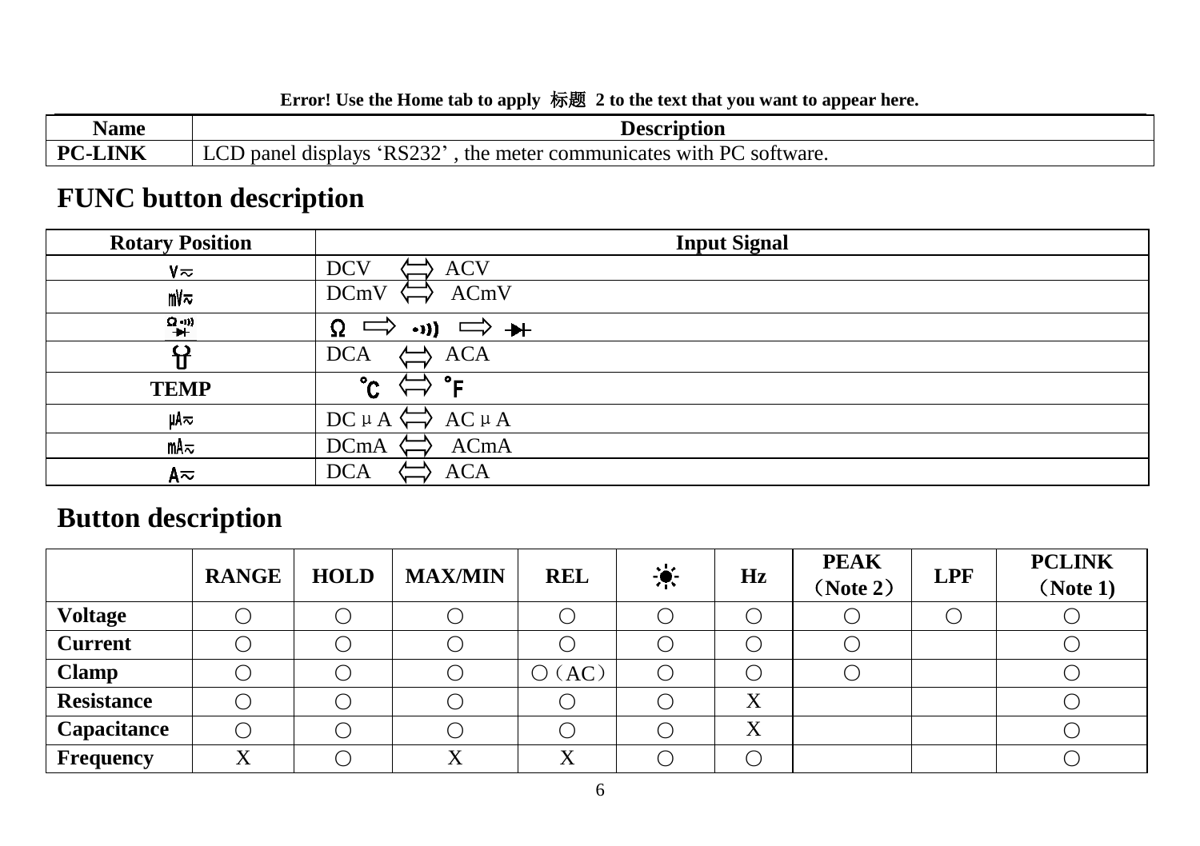| Name | Description |
|---|---|
| PC-LINK | LCD panel displays ‘RS232’ , the meter communicates with PC software. |

## FUNC button description

| Rotary Position | Input Signal |
|---|---|
| V≂ | DCV ⇔ ACV |
| mV≂ | DCmV ⇔ ACmV |
| Ω •))) ⊣▶⊢ | Ω ⇨ •))) ⇨ ⊣▶⊢ |
| Clamp | DCA ⇔ ACA |
| TEMP | ℃ ⇔ ℉ |
| μA≂ | DCμA ⇔ ACμA |
| mA≂ | DCmA ⇔ ACmA |
| A≂ | DCA ⇔ ACA |

## Button description

| | RANGE | HOLD | MAX/MIN | REL | ☀ | Hz | PEAK（Note 2） | LPF | PCLINK（Note 1) |
|---|---|---|---|---|---|---|---|---|---|
| Voltage | ○ | ○ | ○ | ○ | ○ | ○ | ○ | ○ | ○ |
| Current | ○ | ○ | ○ | ○ | ○ | ○ | ○ | | ○ |
| Clamp | ○ | ○ | ○ | ○（AC） | ○ | ○ | ○ | | ○ |
| Resistance | ○ | ○ | ○ | ○ | ○ | X | | | ○ |
| Capacitance | ○ | ○ | ○ | ○ | ○ | X | | | ○ |
| Frequency | X | ○ | X | X | ○ | ○ | | | ○ |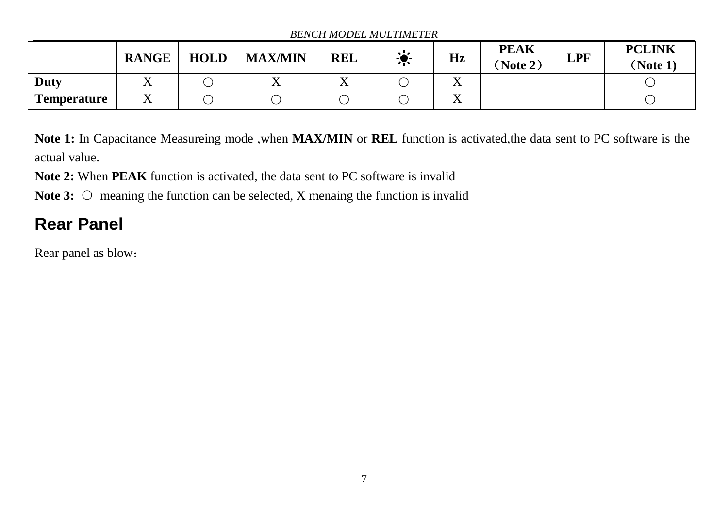|  | RANGE | HOLD | MAX/MIN | REL | ☀ | Hz | PEAK （Note 2） | LPF | PCLINK （Note 1) |
|---|---|---|---|---|---|---|---|---|---|
| **Duty** | X | ○ | X | X | ○ | X |  |  | ○ |
| **Temperature** | X | ○ | ○ | ○ | ○ | X |  |  | ○ |

**Note 1:** In Capacitance Measureing mode ,when **MAX/MIN** or **REL** function is activated,the data sent to PC software is the actual value.

**Note 2:** When **PEAK** function is activated, the data sent to PC software is invalid

**Note 3:** ○ meaning the function can be selected, X menaing the function is invalid

## Rear Panel

Rear panel as blow：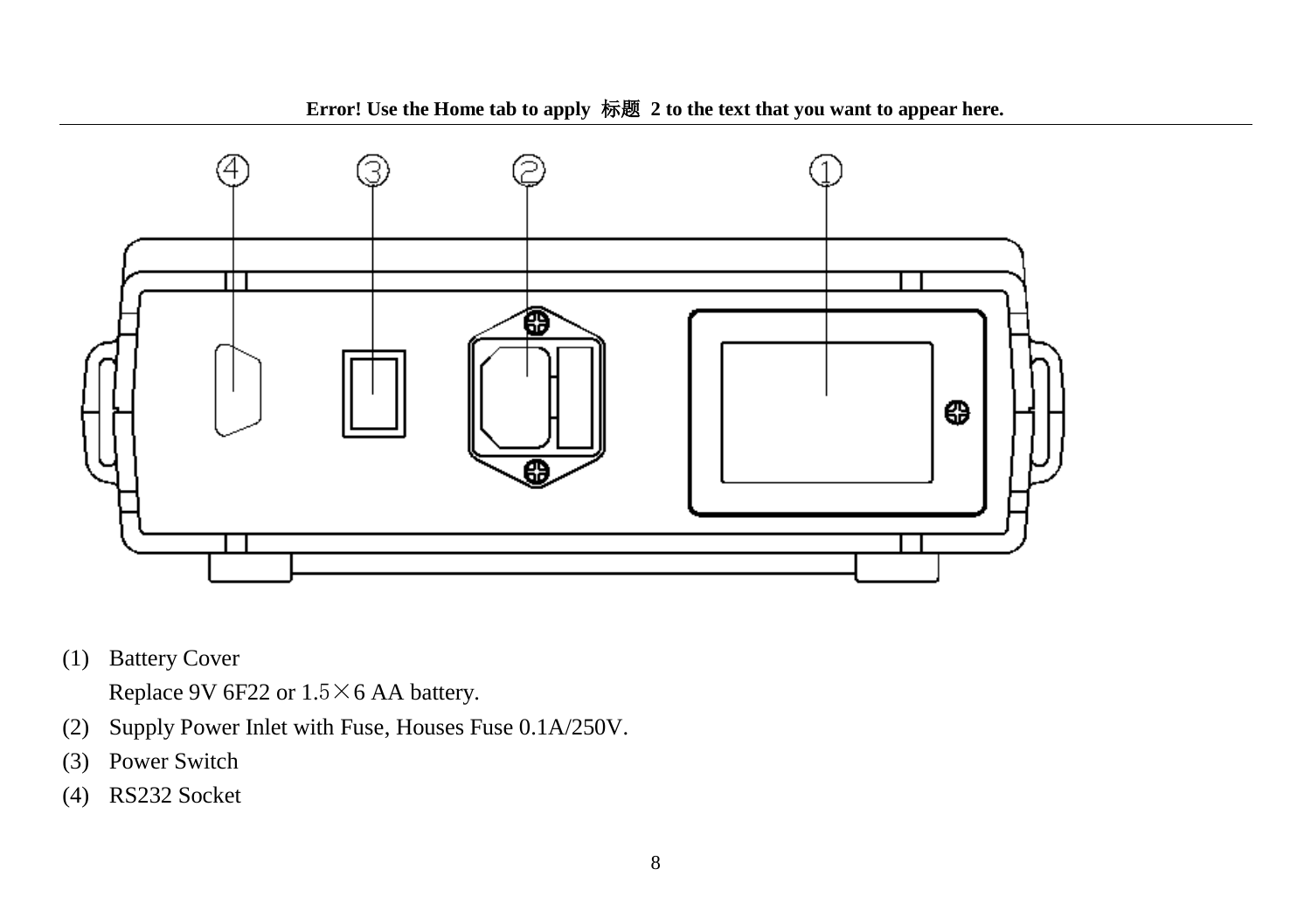(1) Battery Cover

Replace 9V 6F22 or 1.5×6 AA battery.

(2) Supply Power Inlet with Fuse, Houses Fuse 0.1A/250V.

(3) Power Switch

(4) RS232 Socket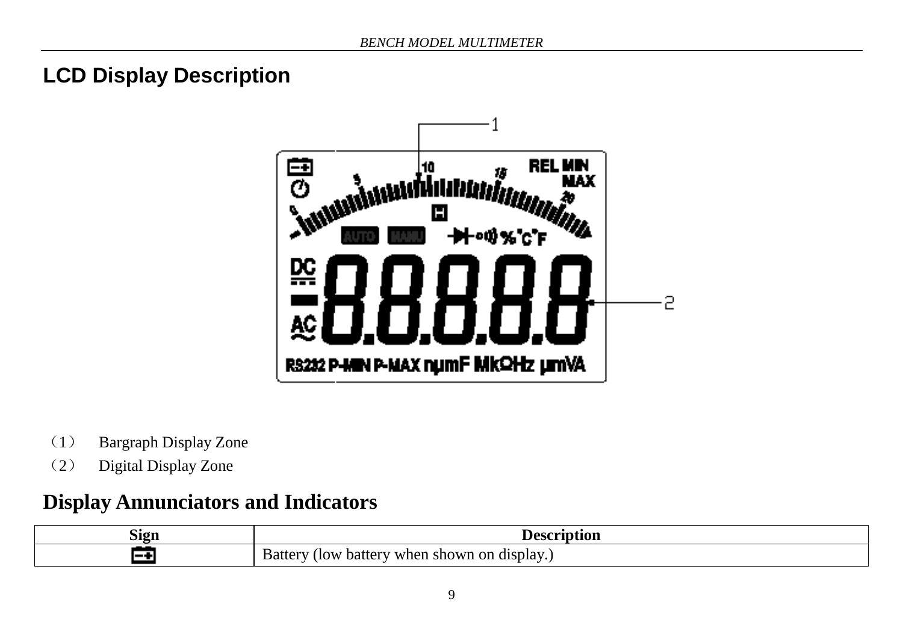# LCD Display Description

（1） Bargraph Display Zone

（2） Digital Display Zone

## Display Annunciators and Indicators

| Sign | Description |
|---|---|
| | Battery (low battery when shown on display.) |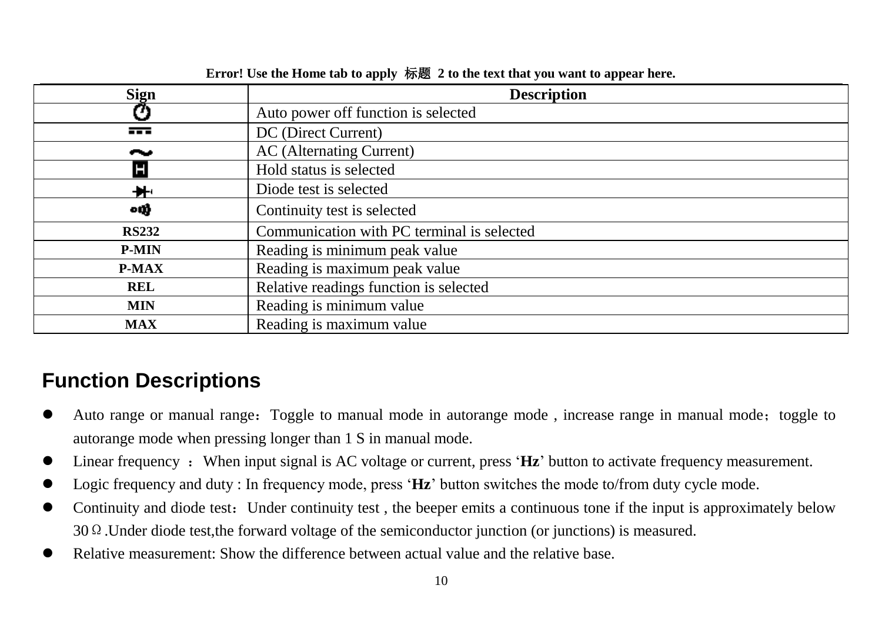**Error! Use the Home tab to apply 标题 2 to the text that you want to appear here.**

| Sign | Description |
|---|---|
| ⏻ | Auto power off function is selected |
| ⎓ | DC (Direct Current) |
| ~ | AC (Alternating Current) |
| H | Hold status is selected |
| ⯈| | Diode test is selected |
| •))) | Continuity test is selected |
| **RS232** | Communication with PC terminal is selected |
| **P-MIN** | Reading is minimum peak value |
| **P-MAX** | Reading is maximum peak value |
| **REL** | Relative readings function is selected |
| **MIN** | Reading is minimum value |
| **MAX** | Reading is maximum value |

## Function Descriptions

- Auto range or manual range：Toggle to manual mode in autorange mode , increase range in manual mode；toggle to autorange mode when pressing longer than 1 S in manual mode.
- Linear frequency ：When input signal is AC voltage or current, press '**Hz**' button to activate frequency measurement.
- Logic frequency and duty : In frequency mode, press '**Hz**' button switches the mode to/from duty cycle mode.
- Continuity and diode test：Under continuity test , the beeper emits a continuous tone if the input is approximately below 30Ω.Under diode test,the forward voltage of the semiconductor junction (or junctions) is measured.
- Relative measurement: Show the difference between actual value and the relative base.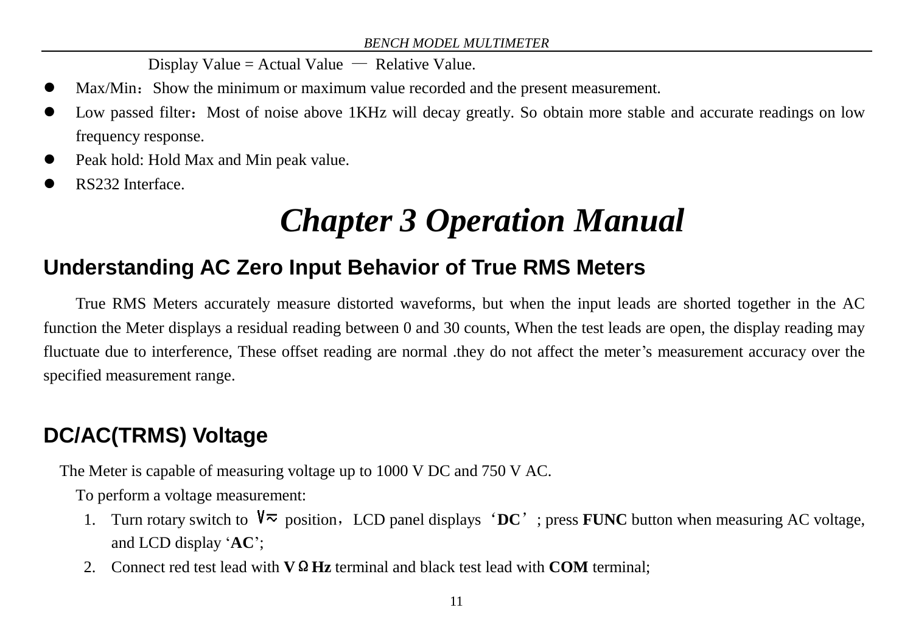Display Value = Actual Value — Relative Value.

- Max/Min：Show the minimum or maximum value recorded and the present measurement.
- Low passed filter：Most of noise above 1KHz will decay greatly. So obtain more stable and accurate readings on low frequency response.
- Peak hold: Hold Max and Min peak value.
- RS232 Interface.

# *Chapter 3 Operation Manual*

## Understanding AC Zero Input Behavior of True RMS Meters

True RMS Meters accurately measure distorted waveforms, but when the input leads are shorted together in the AC function the Meter displays a residual reading between 0 and 30 counts, When the test leads are open, the display reading may fluctuate due to interference, These offset reading are normal .they do not affect the meter's measurement accuracy over the specified measurement range.

## DC/AC(TRMS) Voltage

The Meter is capable of measuring voltage up to 1000 V DC and 750 V AC.

To perform a voltage measurement:

1. Turn rotary switch to V≂ position，LCD panel displays '**DC**'; press **FUNC** button when measuring AC voltage, and LCD display '**AC**';
2. Connect red test lead with **VΩHz** terminal and black test lead with **COM** terminal;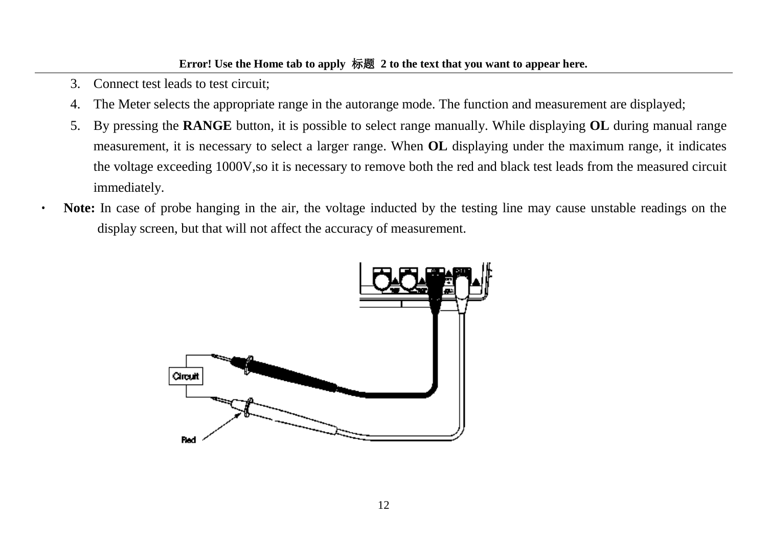3. Connect test leads to test circuit;
4. The Meter selects the appropriate range in the autorange mode. The function and measurement are displayed;
5. By pressing the **RANGE** button, it is possible to select range manually. While displaying **OL** during manual range measurement, it is necessary to select a larger range. When **OL** displaying under the maximum range, it indicates the voltage exceeding 1000V,so it is necessary to remove both the red and black test leads from the measured circuit immediately.

- **Note:** In case of probe hanging in the air, the voltage inducted by the testing line may cause unstable readings on the display screen, but that will not affect the accuracy of measurement.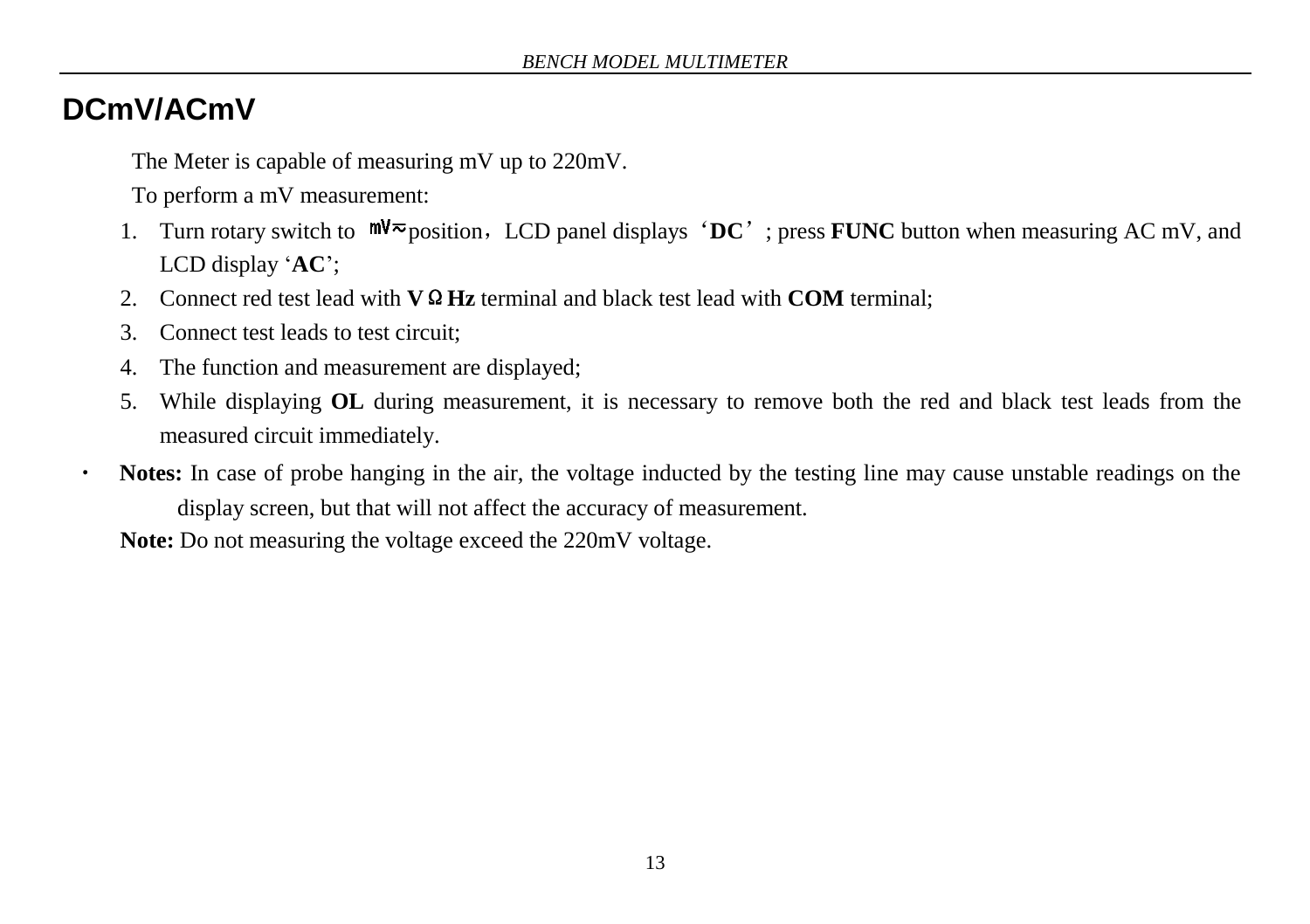## DCmV/ACmV

The Meter is capable of measuring mV up to 220mV.

To perform a mV measurement:

1. Turn rotary switch to mV≂ position，LCD panel displays‘**DC**’; press **FUNC** button when measuring AC mV, and LCD display ‘**AC**’;
2. Connect red test lead with **VΩHz** terminal and black test lead with **COM** terminal;
3. Connect test leads to test circuit;
4. The function and measurement are displayed;
5. While displaying **OL** during measurement, it is necessary to remove both the red and black test leads from the measured circuit immediately.

- **Notes:** In case of probe hanging in the air, the voltage inducted by the testing line may cause unstable readings on the display screen, but that will not affect the accuracy of measurement.

**Note:** Do not measuring the voltage exceed the 220mV voltage.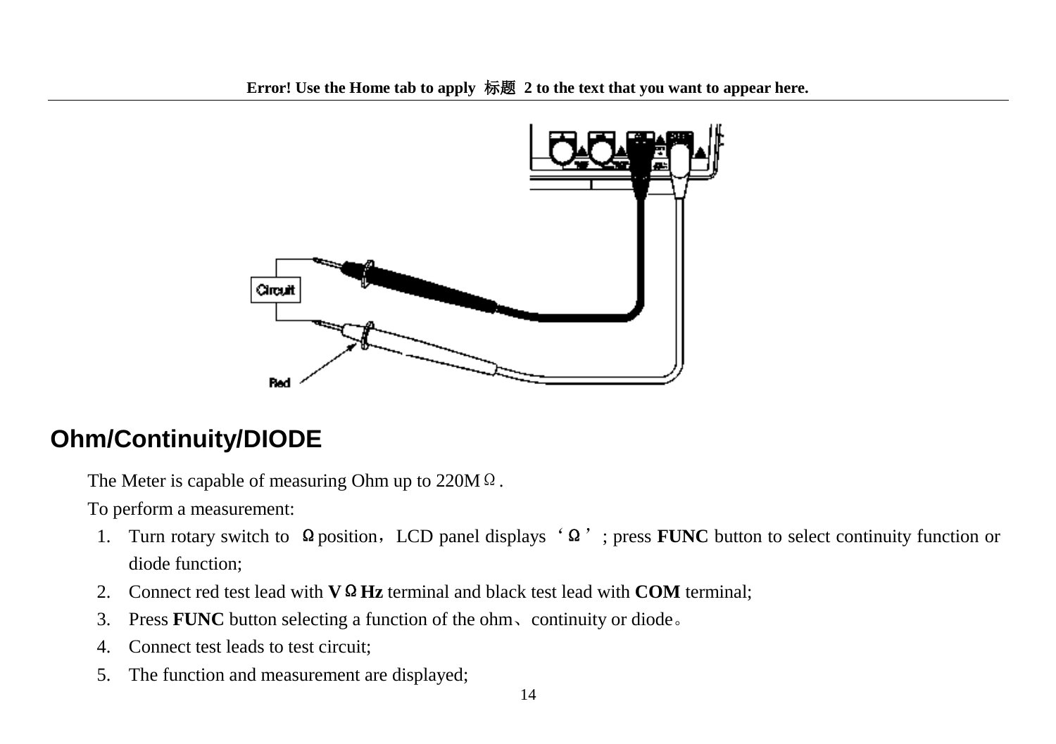## Ohm/Continuity/DIODE

The Meter is capable of measuring Ohm up to 220MΩ.

To perform a measurement:

1. Turn rotary switch to Ω position，LCD panel displays ‘Ω’; press **FUNC** button to select continuity function or diode function;
2. Connect red test lead with **VΩHz** terminal and black test lead with **COM** terminal;
3. Press **FUNC** button selecting a function of the ohm、continuity or diode。
4. Connect test leads to test circuit;
5. The function and measurement are displayed;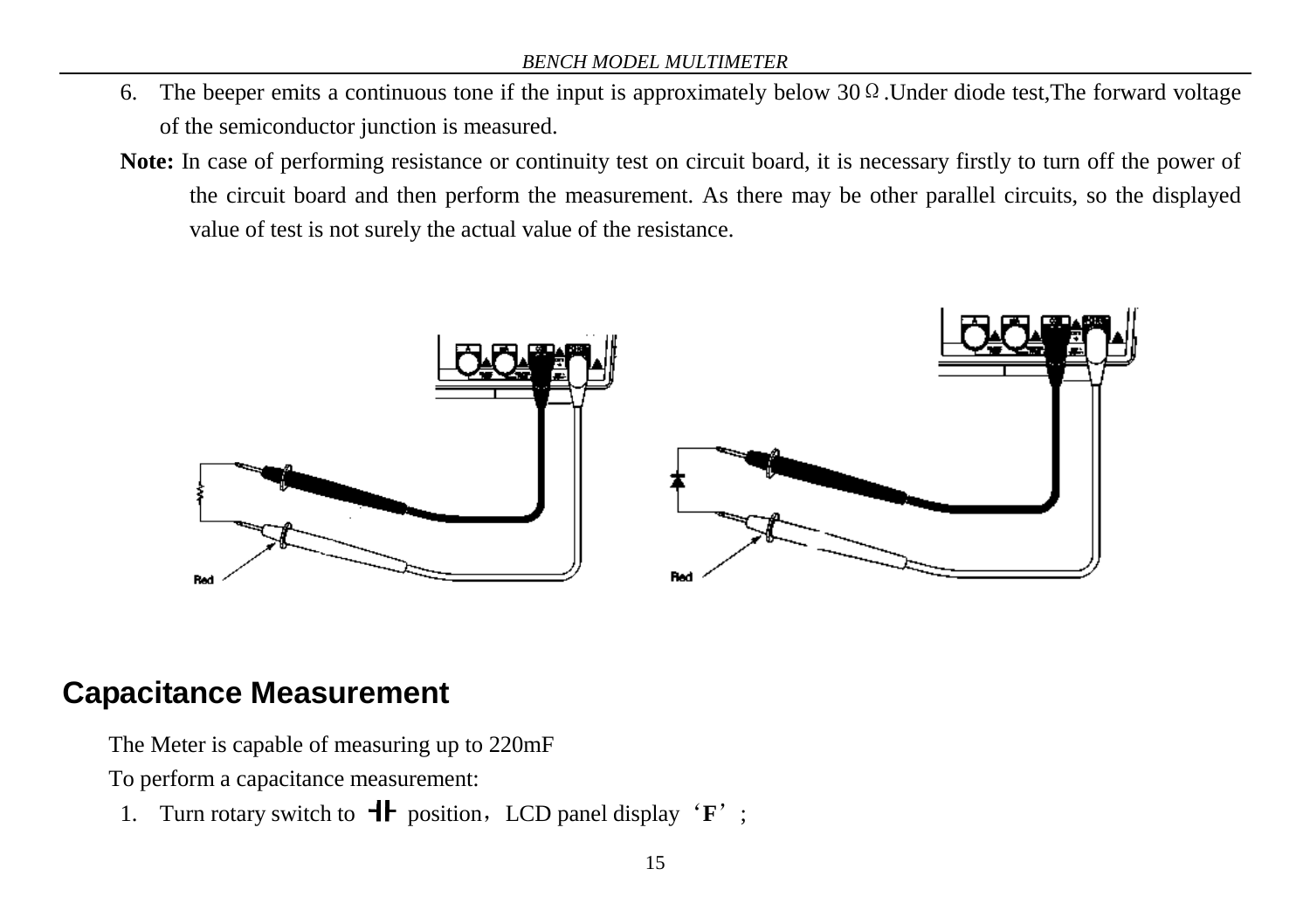6. The beeper emits a continuous tone if the input is approximately below 30Ω.Under diode test,The forward voltage of the semiconductor junction is measured.

**Note:** In case of performing resistance or continuity test on circuit board, it is necessary firstly to turn off the power of the circuit board and then perform the measurement. As there may be other parallel circuits, so the displayed value of test is not surely the actual value of the resistance.

## Capacitance Measurement

The Meter is capable of measuring up to 220mF

To perform a capacitance measurement:

1. Turn rotary switch to ⊣⊢ position，LCD panel display‘**F**’;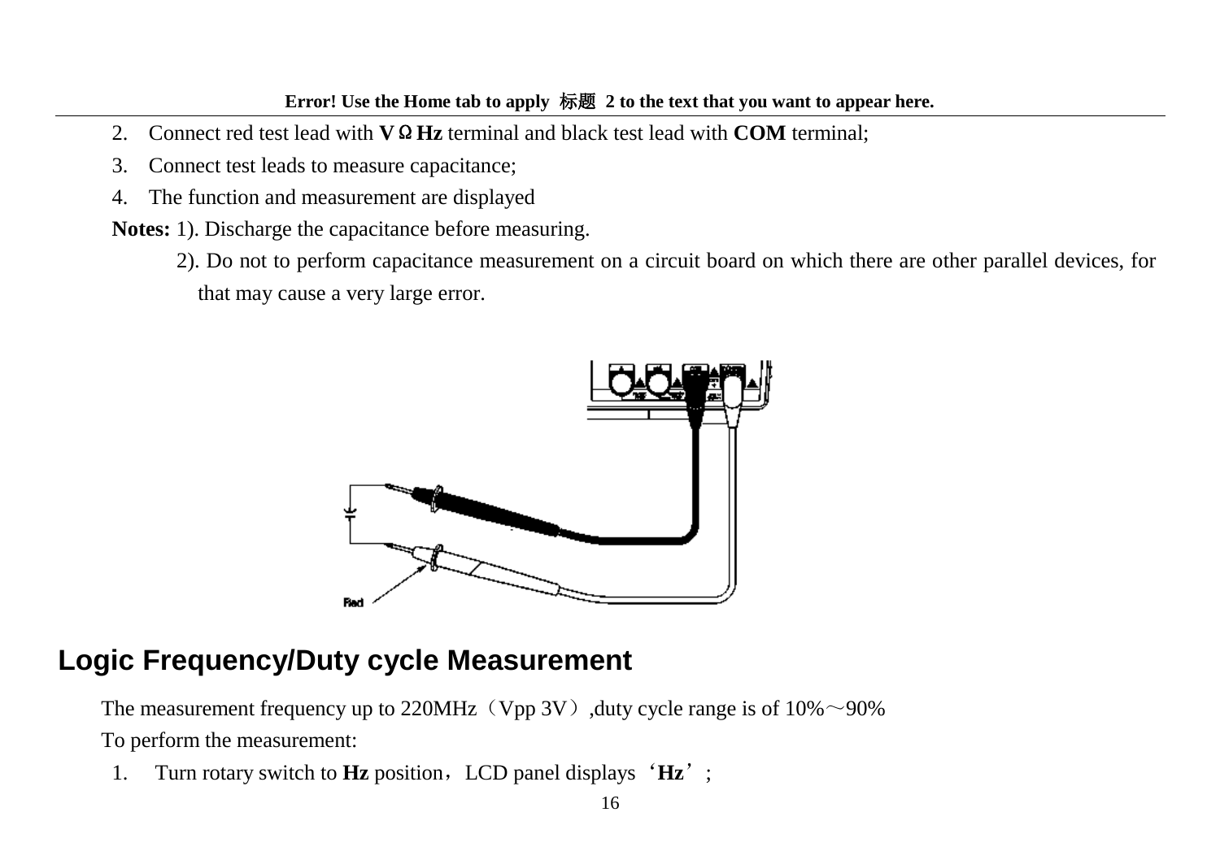2. Connect red test lead with **VΩHz** terminal and black test lead with **COM** terminal;
3. Connect test leads to measure capacitance;
4. The function and measurement are displayed

**Notes:** 1). Discharge the capacitance before measuring.

2). Do not to perform capacitance measurement on a circuit board on which there are other parallel devices, for that may cause a very large error.

## Logic Frequency/Duty cycle Measurement

The measurement frequency up to 220MHz（Vpp 3V）,duty cycle range is of 10%～90%

To perform the measurement:

1. Turn rotary switch to **Hz** position，LCD panel displays‘**Hz**’;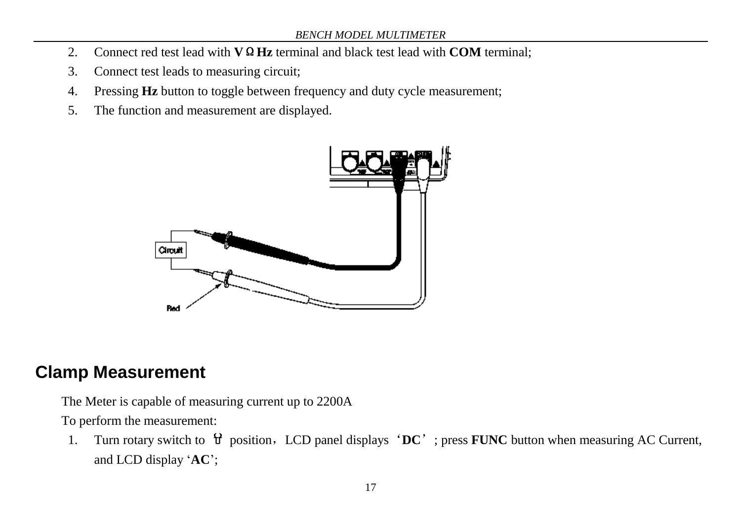2. Connect red test lead with **VΩHz** terminal and black test lead with **COM** terminal;
3. Connect test leads to measuring circuit;
4. Pressing **Hz** button to toggle between frequency and duty cycle measurement;
5. The function and measurement are displayed.

## Clamp Measurement

The Meter is capable of measuring current up to 2200A

To perform the measurement:

1. Turn rotary switch to ☊ position，LCD panel displays‘**DC**’; press **FUNC** button when measuring AC Current, and LCD display ‘**AC**’;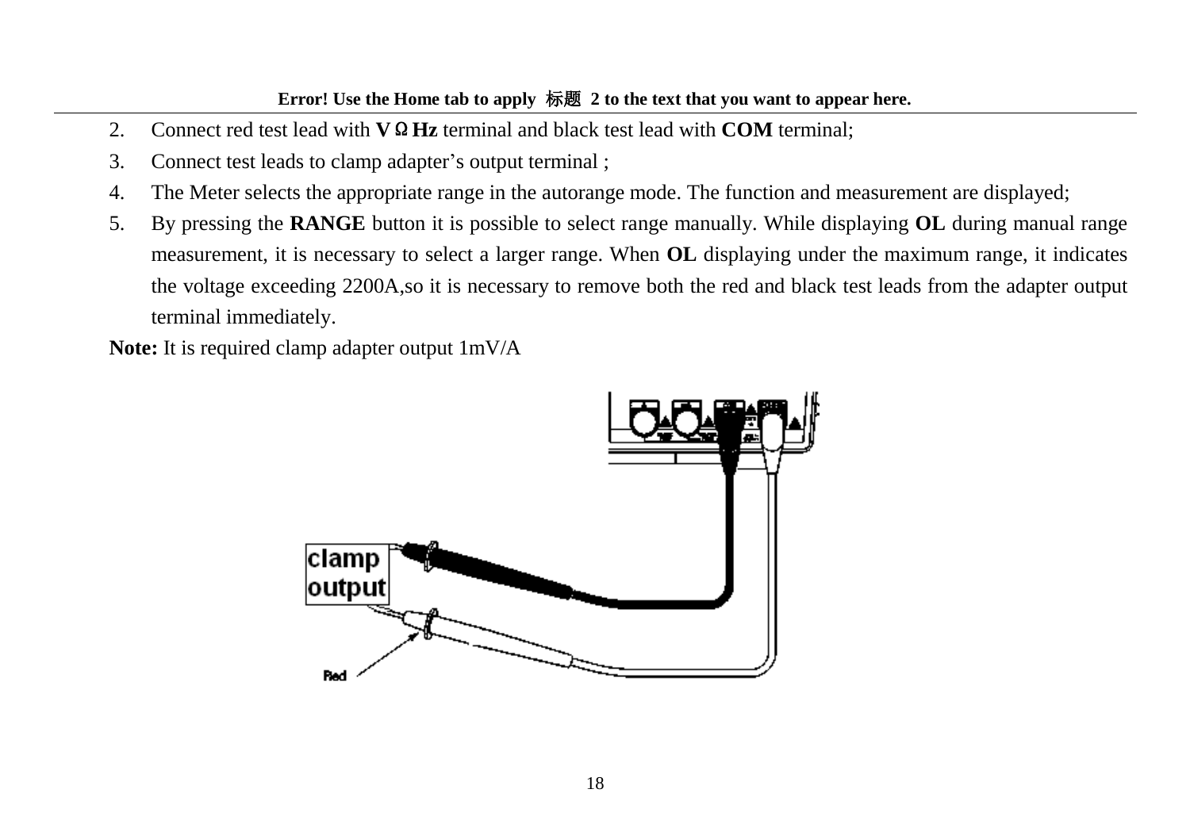2. Connect red test lead with **VΩHz** terminal and black test lead with **COM** terminal;
3. Connect test leads to clamp adapter's output terminal ;
4. The Meter selects the appropriate range in the autorange mode. The function and measurement are displayed;
5. By pressing the **RANGE** button it is possible to select range manually. While displaying **OL** during manual range measurement, it is necessary to select a larger range. When **OL** displaying under the maximum range, it indicates the voltage exceeding 2200A,so it is necessary to remove both the red and black test leads from the adapter output terminal immediately.

**Note:** It is required clamp adapter output 1mV/A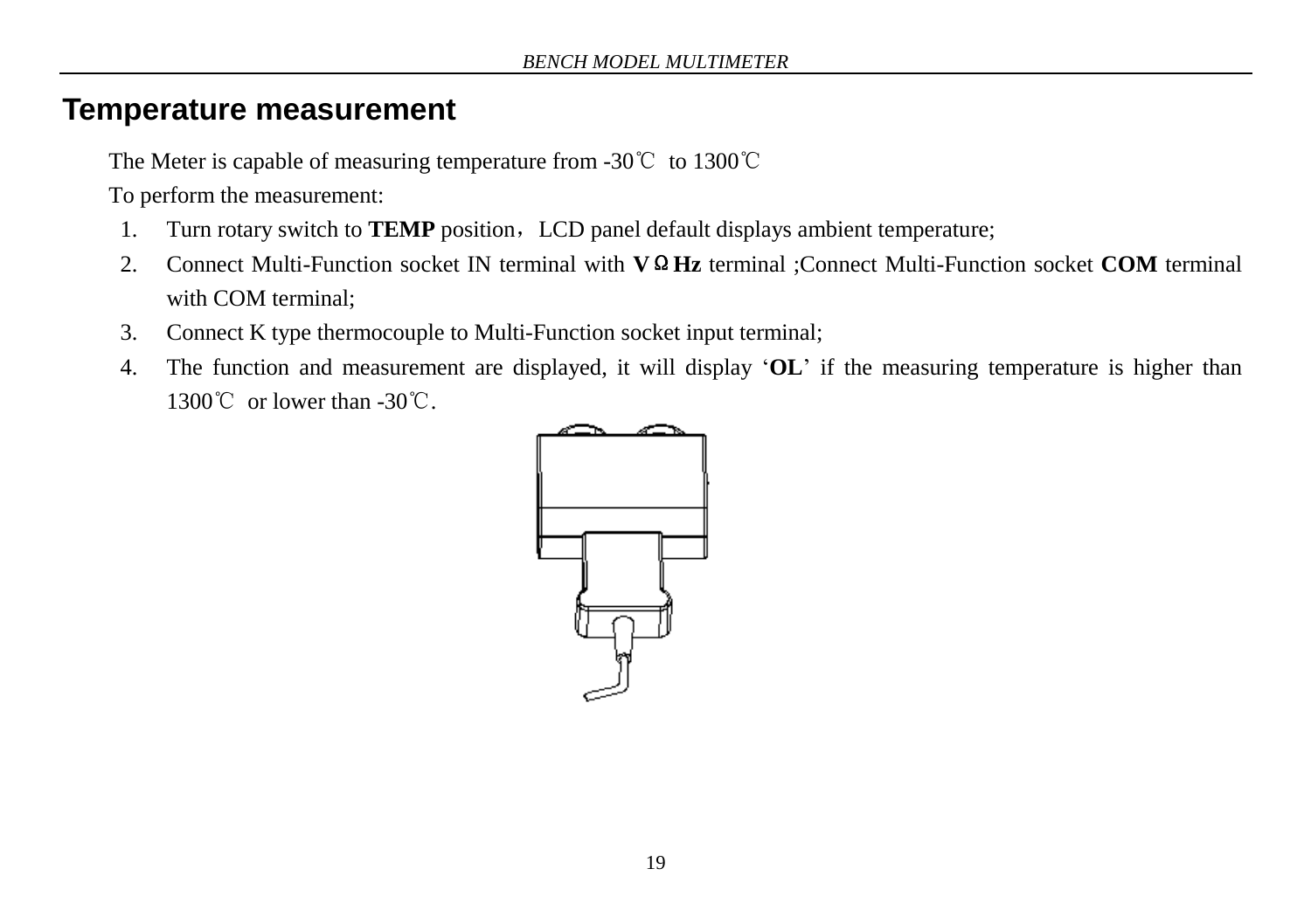# Temperature measurement

The Meter is capable of measuring temperature from -30℃ to 1300℃

To perform the measurement:

1. Turn rotary switch to **TEMP** position，LCD panel default displays ambient temperature;
2. Connect Multi-Function socket IN terminal with **VΩHz** terminal ;Connect Multi-Function socket **COM** terminal with COM terminal;
3. Connect K type thermocouple to Multi-Function socket input terminal;
4. The function and measurement are displayed, it will display '**OL**' if the measuring temperature is higher than 1300℃ or lower than -30℃.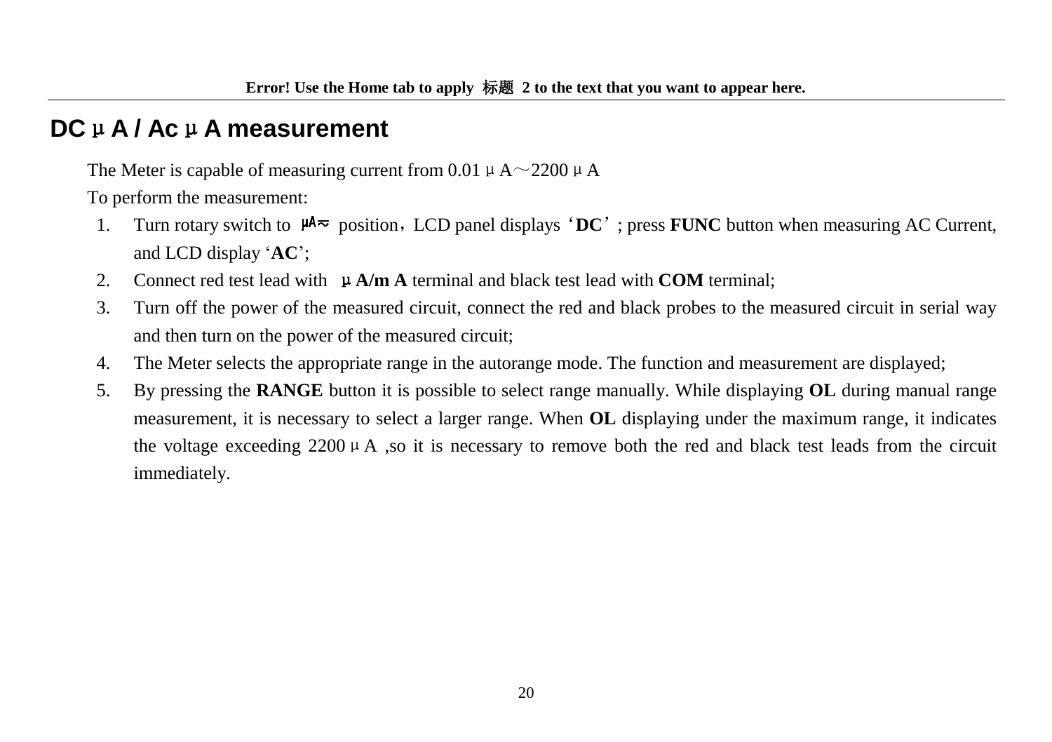## DCμA / AcμA measurement

The Meter is capable of measuring current from 0.01μA～2200μA

To perform the measurement:

1. Turn rotary switch to μA≂ position，LCD panel displays‘**DC**’; press **FUNC** button when measuring AC Current, and LCD display ‘**AC**’;
2. Connect red test lead with **μA/m A** terminal and black test lead with **COM** terminal;
3. Turn off the power of the measured circuit, connect the red and black probes to the measured circuit in serial way and then turn on the power of the measured circuit;
4. The Meter selects the appropriate range in the autorange mode. The function and measurement are displayed;
5. By pressing the **RANGE** button it is possible to select range manually. While displaying **OL** during manual range measurement, it is necessary to select a larger range. When **OL** displaying under the maximum range, it indicates the voltage exceeding 2200μA ,so it is necessary to remove both the red and black test leads from the circuit immediately.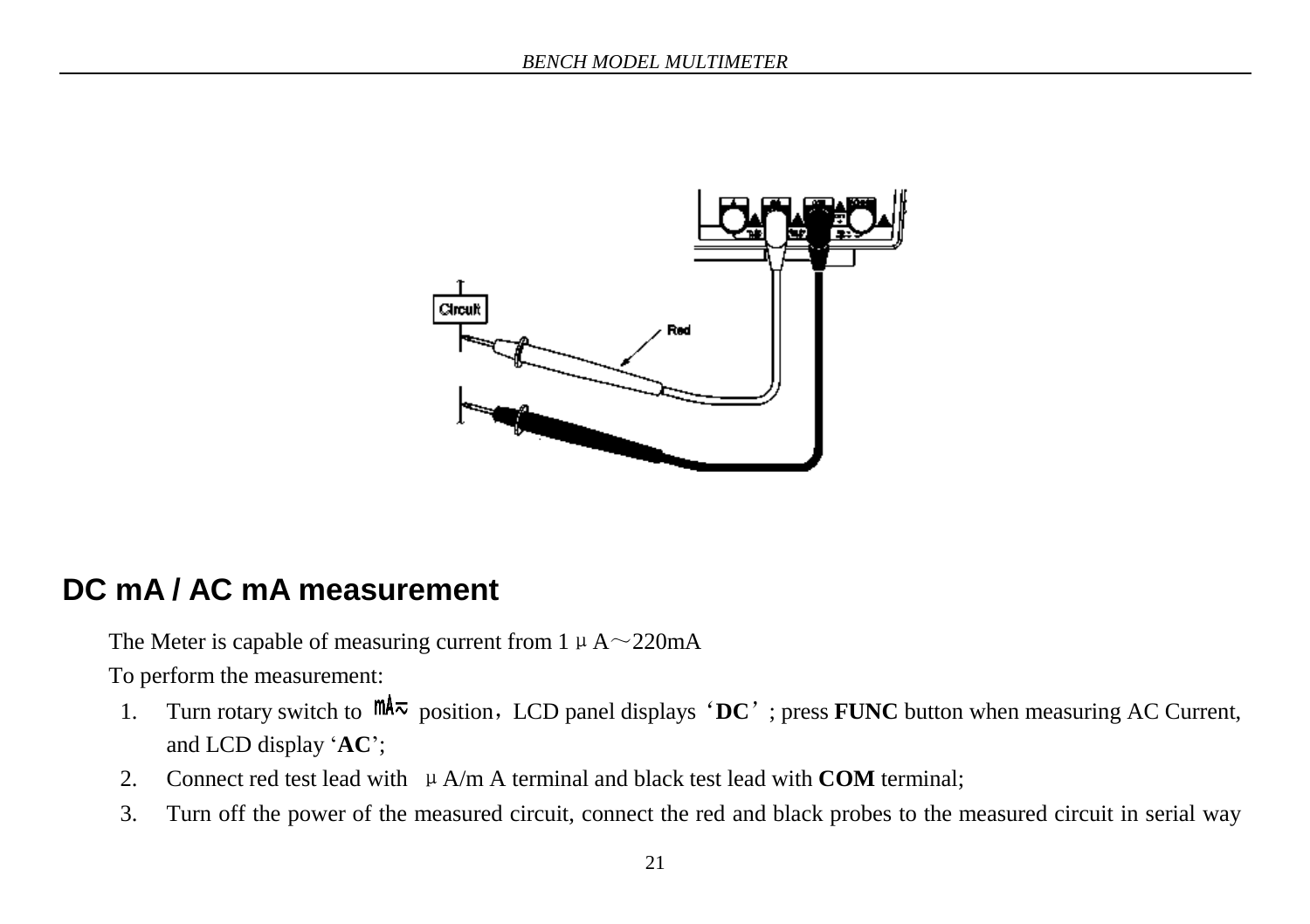## DC mA / AC mA measurement

The Meter is capable of measuring current from 1μA～220mA

To perform the measurement:

1. Turn rotary switch to mA≂ position, LCD panel displays 'DC'; press **FUNC** button when measuring AC Current, and LCD display '**AC**';
2. Connect red test lead with μA/m A terminal and black test lead with **COM** terminal;
3. Turn off the power of the measured circuit, connect the red and black probes to the measured circuit in serial way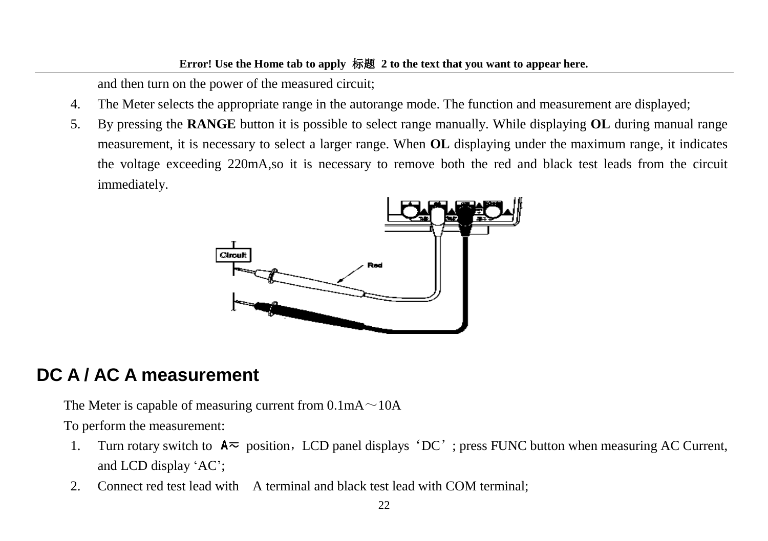and then turn on the power of the measured circuit;

4. The Meter selects the appropriate range in the autorange mode. The function and measurement are displayed;
5. By pressing the **RANGE** button it is possible to select range manually. While displaying **OL** during manual range measurement, it is necessary to select a larger range. When **OL** displaying under the maximum range, it indicates the voltage exceeding 220mA,so it is necessary to remove both the red and black test leads from the circuit immediately.

## DC A / AC A measurement

The Meter is capable of measuring current from 0.1mA～10A

To perform the measurement:

1. Turn rotary switch to A≂ position，LCD panel displays‘DC’; press FUNC button when measuring AC Current, and LCD display ‘AC’;
2. Connect red test lead with A terminal and black test lead with COM terminal;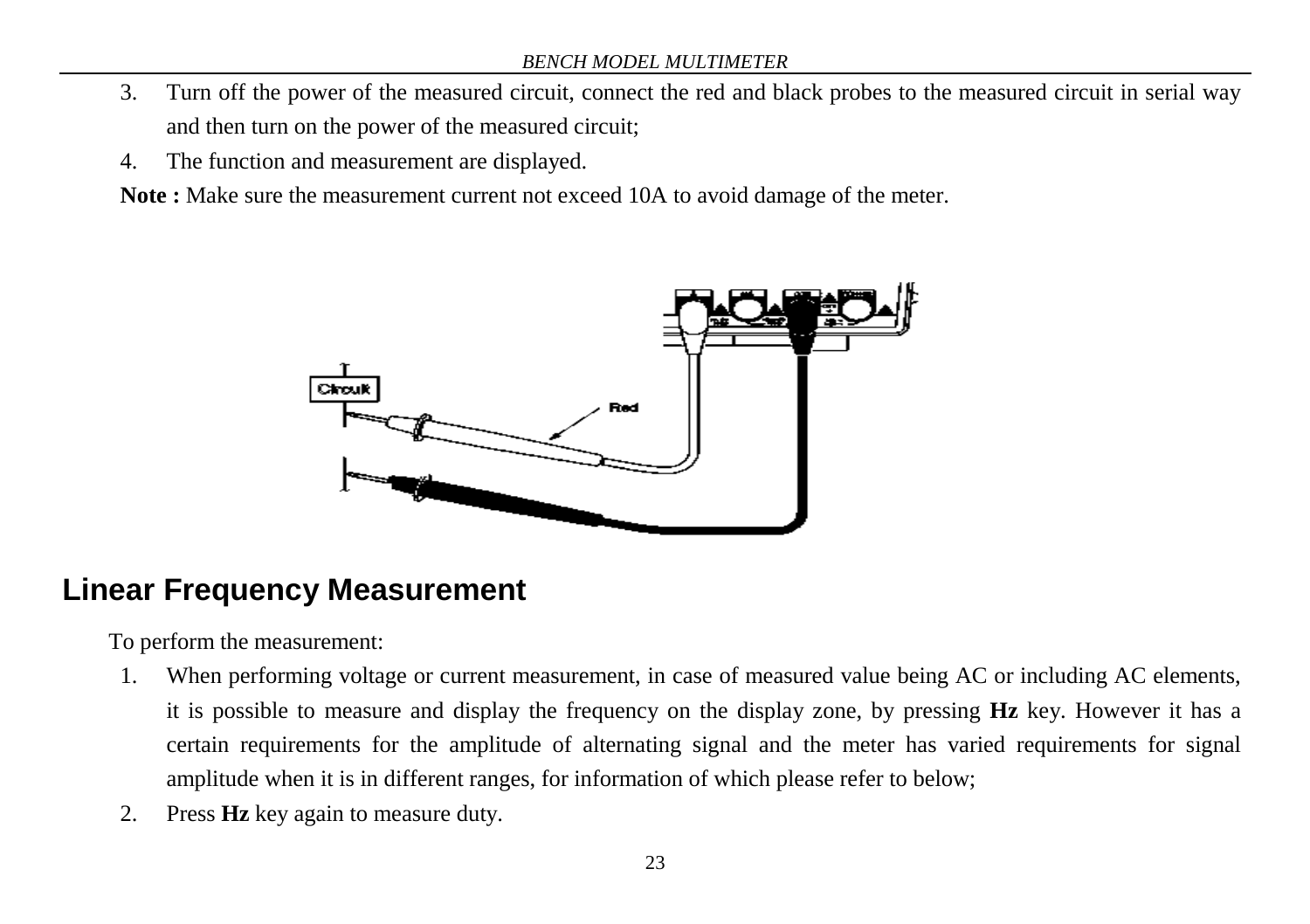3. Turn off the power of the measured circuit, connect the red and black probes to the measured circuit in serial way and then turn on the power of the measured circuit;
4. The function and measurement are displayed.

**Note :** Make sure the measurement current not exceed 10A to avoid damage of the meter.

## Linear Frequency Measurement

To perform the measurement:

1. When performing voltage or current measurement, in case of measured value being AC or including AC elements, it is possible to measure and display the frequency on the display zone, by pressing **Hz** key. However it has a certain requirements for the amplitude of alternating signal and the meter has varied requirements for signal amplitude when it is in different ranges, for information of which please refer to below;
2. Press **Hz** key again to measure duty.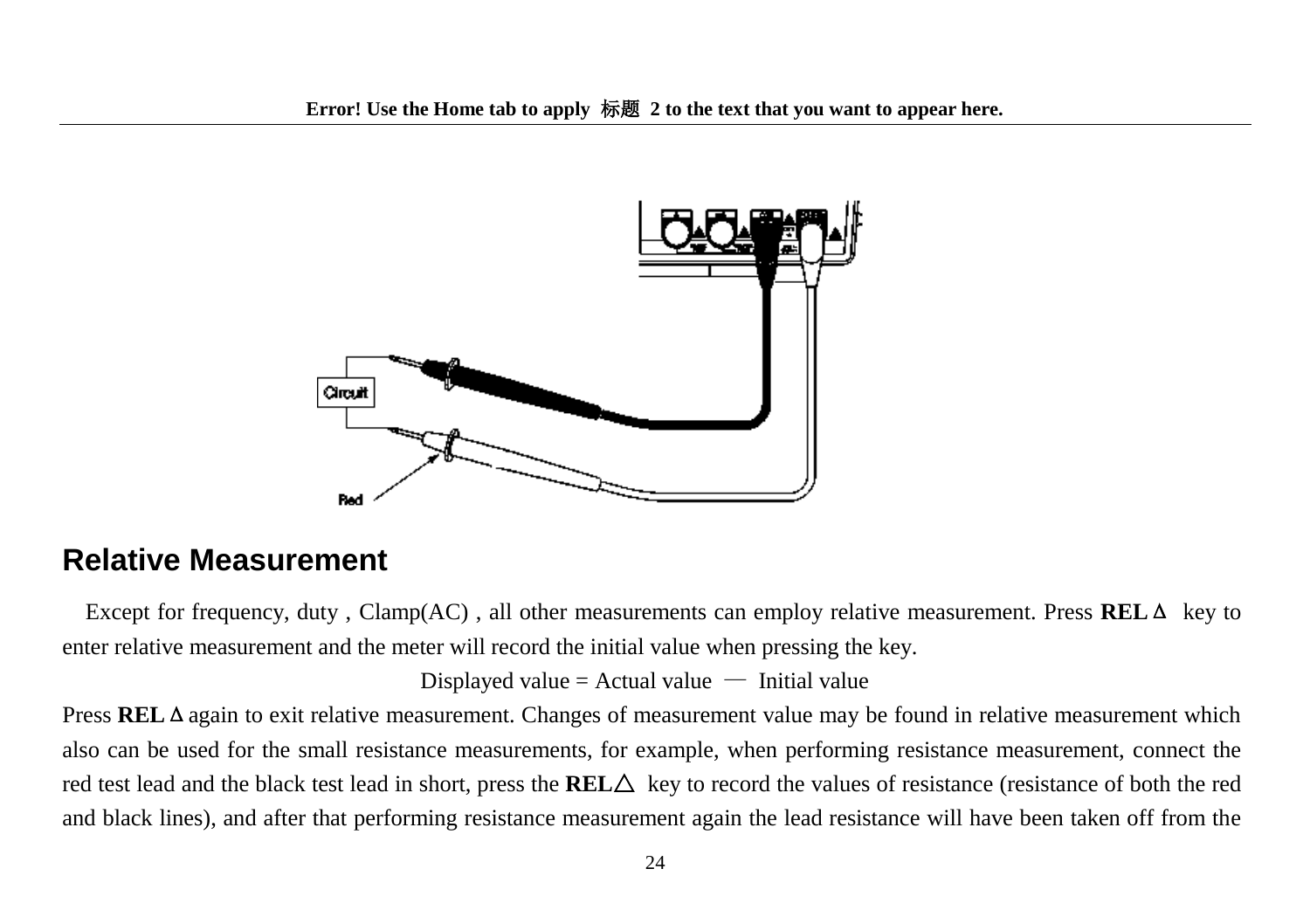## Relative Measurement

Except for frequency, duty , Clamp(AC) , all other measurements can employ relative measurement. Press **REL**Δ key to enter relative measurement and the meter will record the initial value when pressing the key.

Displayed value = Actual value － Initial value

Press **REL**Δ again to exit relative measurement. Changes of measurement value may be found in relative measurement which also can be used for the small resistance measurements, for example, when performing resistance measurement, connect the red test lead and the black test lead in short, press the **REL**△ key to record the values of resistance (resistance of both the red and black lines), and after that performing resistance measurement again the lead resistance will have been taken off from the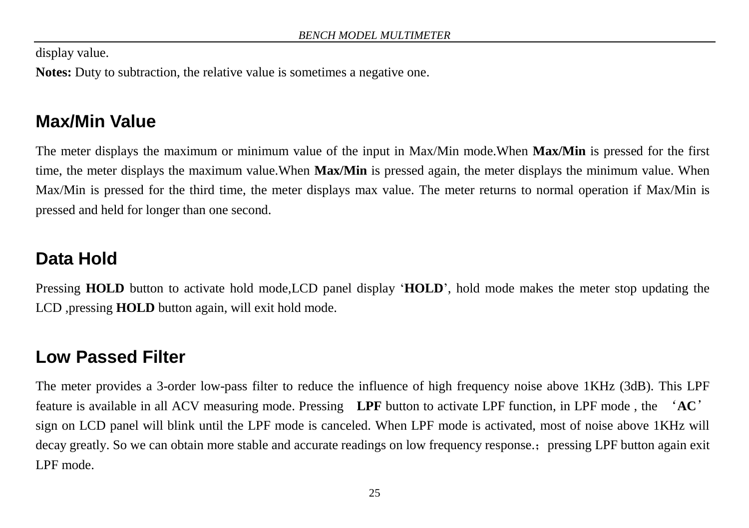display value.

**Notes:** Duty to subtraction, the relative value is sometimes a negative one.

## Max/Min Value

The meter displays the maximum or minimum value of the input in Max/Min mode.When **Max/Min** is pressed for the first time, the meter displays the maximum value.When **Max/Min** is pressed again, the meter displays the minimum value. When Max/Min is pressed for the third time, the meter displays max value. The meter returns to normal operation if Max/Min is pressed and held for longer than one second.

## Data Hold

Pressing **HOLD** button to activate hold mode,LCD panel display '**HOLD**', hold mode makes the meter stop updating the LCD ,pressing **HOLD** button again, will exit hold mode.

## Low Passed Filter

The meter provides a 3-order low-pass filter to reduce the influence of high frequency noise above 1KHz (3dB). This LPF feature is available in all ACV measuring mode. Pressing **LPF** button to activate LPF function, in LPF mode , the '**AC**' sign on LCD panel will blink until the LPF mode is canceled. When LPF mode is activated, most of noise above 1KHz will decay greatly. So we can obtain more stable and accurate readings on low frequency response.；pressing LPF button again exit LPF mode.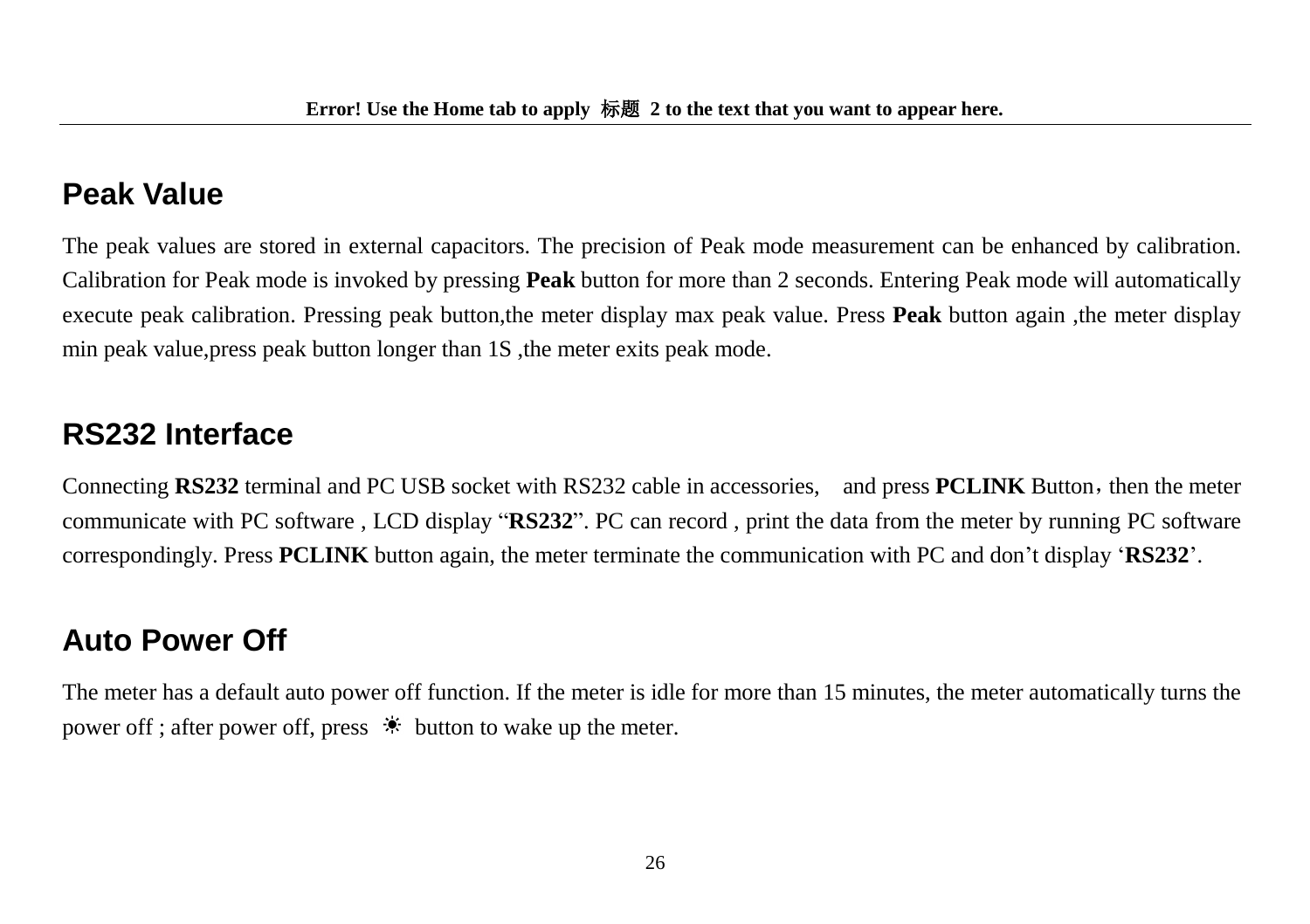## Peak Value

The peak values are stored in external capacitors. The precision of Peak mode measurement can be enhanced by calibration. Calibration for Peak mode is invoked by pressing **Peak** button for more than 2 seconds. Entering Peak mode will automatically execute peak calibration. Pressing peak button,the meter display max peak value. Press **Peak** button again ,the meter display min peak value,press peak button longer than 1S ,the meter exits peak mode.

## RS232 Interface

Connecting **RS232** terminal and PC USB socket with RS232 cable in accessories,  and press **PCLINK** Button，then the meter communicate with PC software , LCD display “**RS232**”. PC can record , print the data from the meter by running PC software correspondingly. Press **PCLINK** button again, the meter terminate the communication with PC and don’t display ‘**RS232**’.

## Auto Power Off

The meter has a default auto power off function. If the meter is idle for more than 15 minutes, the meter automatically turns the power off ; after power off, press ☀ button to wake up the meter.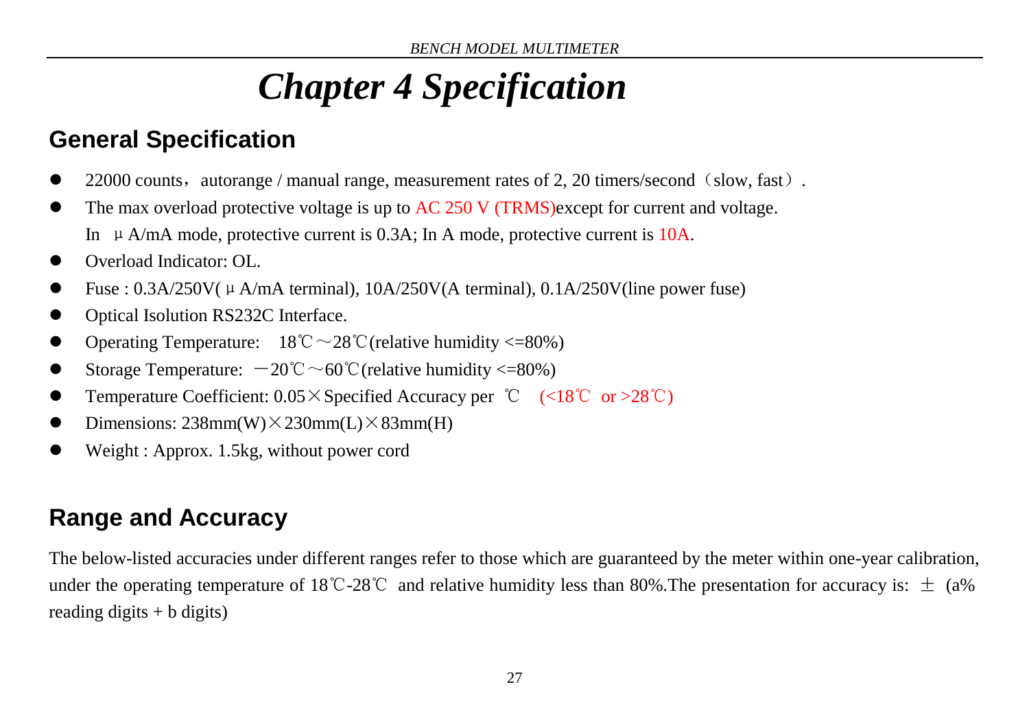# *Chapter 4 Specification*

## General Specification

- 22000 counts，autorange / manual range, measurement rates of 2, 20 timers/second（slow, fast）.
- The max overload protective voltage is up to AC 250 V (TRMS)except for current and voltage.
  In μA/mA mode, protective current is 0.3A; In A mode, protective current is 10A.
- Overload Indicator: OL.
- Fuse : 0.3A/250V( μA/mA terminal), 10A/250V(A terminal), 0.1A/250V(line power fuse)
- Optical Isolution RS232C Interface.
- Operating Temperature: 18℃～28℃(relative humidity <=80%)
- Storage Temperature: －20℃～60℃(relative humidity <=80%)
- Temperature Coefficient: 0.05×Specified Accuracy per ℃ (<18℃ or >28℃)
- Dimensions: 238mm(W)×230mm(L)×83mm(H)
- Weight : Approx. 1.5kg, without power cord

## Range and Accuracy

The below-listed accuracies under different ranges refer to those which are guaranteed by the meter within one-year calibration, under the operating temperature of 18℃-28℃ and relative humidity less than 80%.The presentation for accuracy is: ± (a% reading digits + b digits)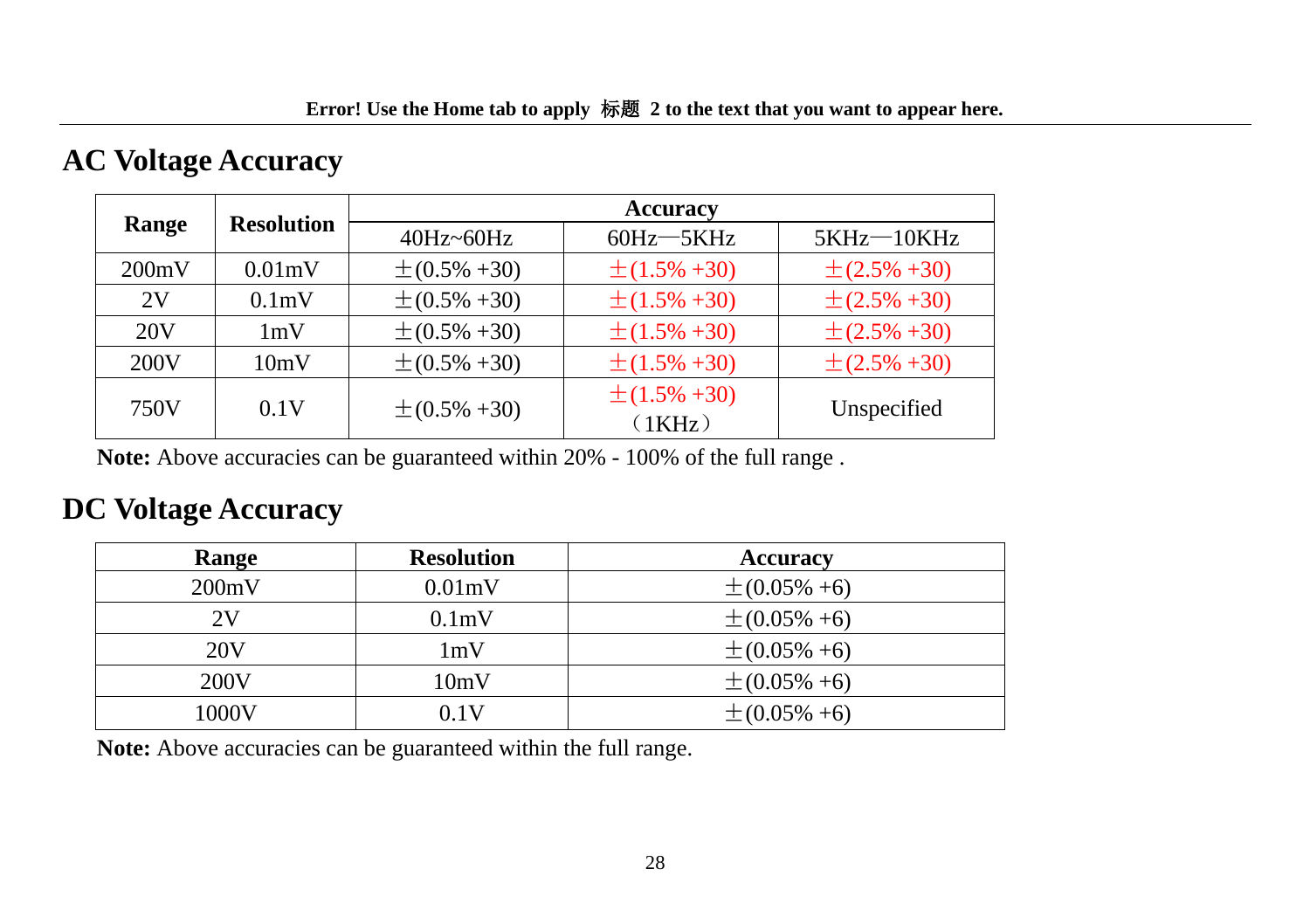## AC Voltage Accuracy

| Range | Resolution | Accuracy | | |
|---|---|---|---|---|
| | | 40Hz~60Hz | 60Hz—5KHz | 5KHz—10KHz |
| 200mV | 0.01mV | ±(0.5% +30) | ±(1.5% +30) | ±(2.5% +30) |
| 2V | 0.1mV | ±(0.5% +30) | ±(1.5% +30) | ±(2.5% +30) |
| 20V | 1mV | ±(0.5% +30) | ±(1.5% +30) | ±(2.5% +30) |
| 200V | 10mV | ±(0.5% +30) | ±(1.5% +30) | ±(2.5% +30) |
| 750V | 0.1V | ±(0.5% +30) | ±(1.5% +30) （1KHz） | Unspecified |

**Note:** Above accuracies can be guaranteed within 20% - 100% of the full range .

## DC Voltage Accuracy

| Range | Resolution | Accuracy |
|---|---|---|
| 200mV | 0.01mV | ±(0.05% +6) |
| 2V | 0.1mV | ±(0.05% +6) |
| 20V | 1mV | ±(0.05% +6) |
| 200V | 10mV | ±(0.05% +6) |
| 1000V | 0.1V | ±(0.05% +6) |

**Note:** Above accuracies can be guaranteed within the full range.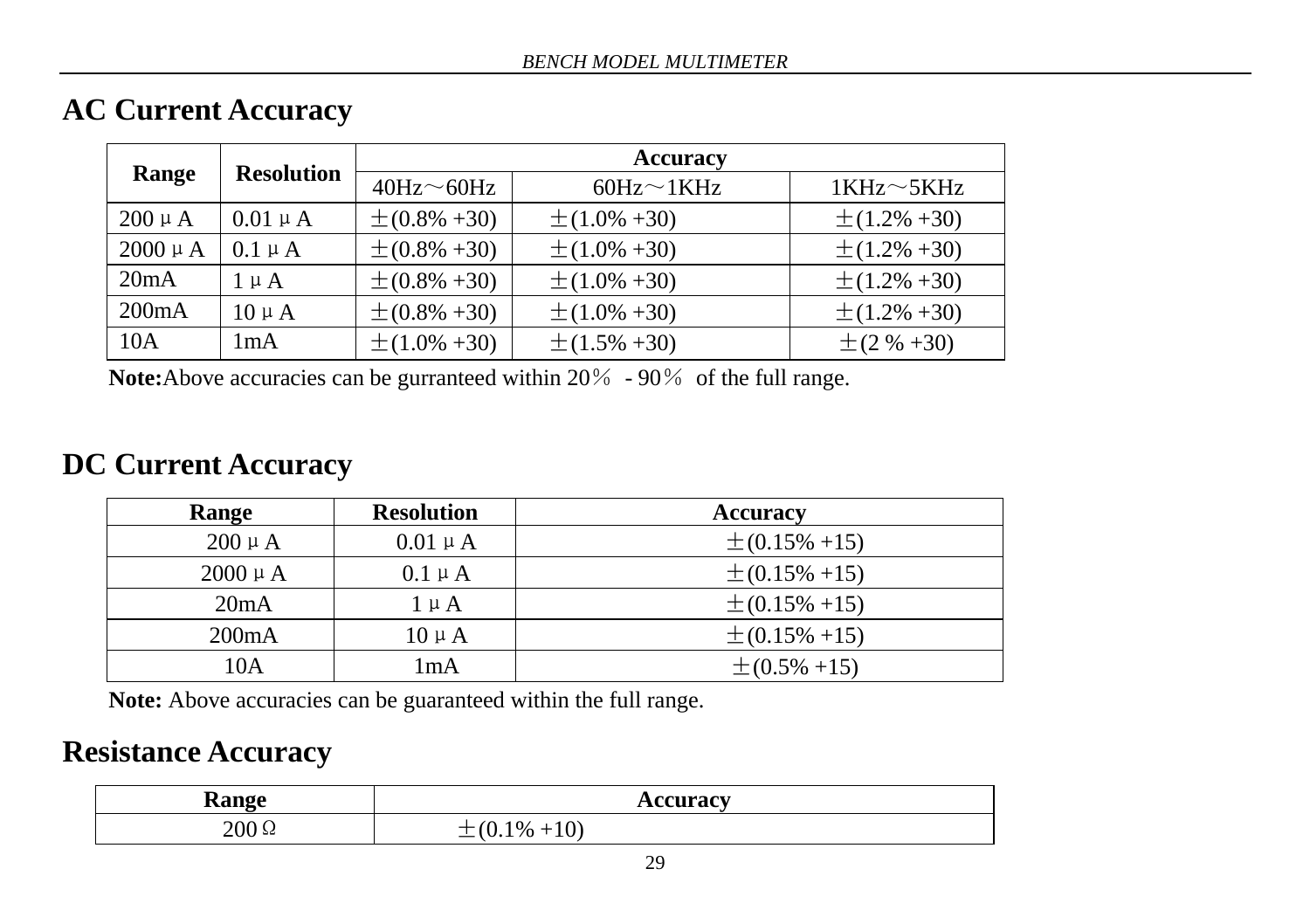## AC Current Accuracy

| Range | Resolution | Accuracy | | |
|---|---|---|---|---|
| | | 40Hz～60Hz | 60Hz～1KHz | 1KHz～5KHz |
| 200μA | 0.01μA | ±(0.8% +30) | ±(1.0% +30) | ±(1.2% +30) |
| 2000μA | 0.1μA | ±(0.8% +30) | ±(1.0% +30) | ±(1.2% +30) |
| 20mA | 1μA | ±(0.8% +30) | ±(1.0% +30) | ±(1.2% +30) |
| 200mA | 10μA | ±(0.8% +30) | ±(1.0% +30) | ±(1.2% +30) |
| 10A | 1mA | ±(1.0% +30) | ±(1.5% +30) | ±(2 % +30) |

**Note:**Above accuracies can be gurranteed within 20％ - 90％ of the full range.

## DC Current Accuracy

| Range | Resolution | Accuracy |
|---|---|---|
| 200μA | 0.01μA | ±(0.15% +15) |
| 2000μA | 0.1μA | ±(0.15% +15) |
| 20mA | 1μA | ±(0.15% +15) |
| 200mA | 10μA | ±(0.15% +15) |
| 10A | 1mA | ±(0.5% +15) |

**Note:** Above accuracies can be guaranteed within the full range.

## Resistance Accuracy

| Range | Accuracy |
|---|---|
| 200Ω | ±(0.1% +10) |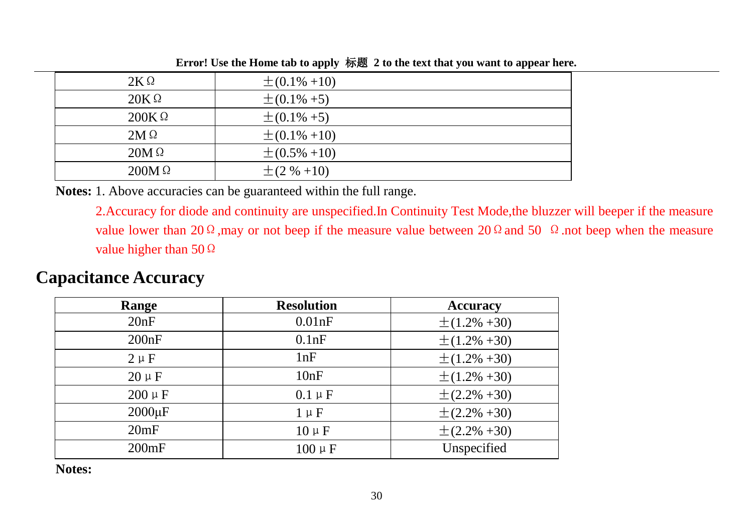| | |
|---|---|
| 2KΩ | ±(0.1% +10) |
| 20KΩ | ±(0.1% +5) |
| 200KΩ | ±(0.1% +5) |
| 2MΩ | ±(0.1% +10) |
| 20MΩ | ±(0.5% +10) |
| 200MΩ | ±(2 % +10) |

**Notes:** 1. Above accuracies can be guaranteed within the full range.

2.Accuracy for diode and continuity are unspecified.In Continuity Test Mode,the bluzzer will beeper if the measure value lower than 20Ω,may or not beep if the measure value between 20Ω and 50 Ω.not beep when the measure value higher than 50Ω

## Capacitance Accuracy

| Range | Resolution | Accuracy |
|---|---|---|
| 20nF | 0.01nF | ±(1.2% +30) |
| 200nF | 0.1nF | ±(1.2% +30) |
| 2μF | 1nF | ±(1.2% +30) |
| 20μF | 10nF | ±(1.2% +30) |
| 200μF | 0.1μF | ±(2.2% +30) |
| 2000μF | 1μF | ±(2.2% +30) |
| 20mF | 10μF | ±(2.2% +30) |
| 200mF | 100μF | Unspecified |

**Notes:**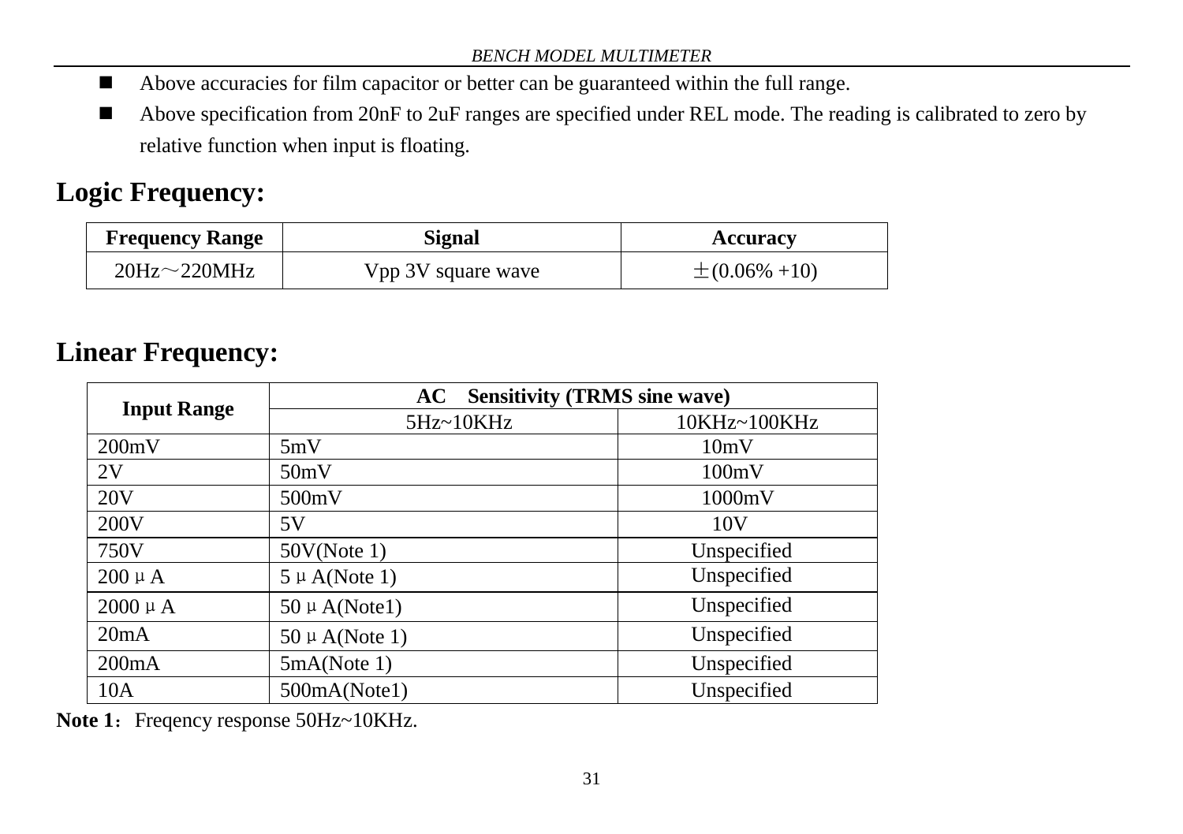- Above accuracies for film capacitor or better can be guaranteed within the full range.
- Above specification from 20nF to 2uF ranges are specified under REL mode. The reading is calibrated to zero by relative function when input is floating.

## Logic Frequency:

| Frequency Range | Signal | Accuracy |
|---|---|---|
| 20Hz～220MHz | Vpp 3V square wave | ±(0.06% +10) |

## Linear Frequency:

| Input Range | AC　Sensitivity (TRMS sine wave) | |
|---|---|---|
| | 5Hz~10KHz | 10KHz~100KHz |
| 200mV | 5mV | 10mV |
| 2V | 50mV | 100mV |
| 20V | 500mV | 1000mV |
| 200V | 5V | 10V |
| 750V | 50V(Note 1) | Unspecified |
| 200μA | 5μA(Note 1) | Unspecified |
| 2000μA | 50μA(Note1) | Unspecified |
| 20mA | 50μA(Note 1) | Unspecified |
| 200mA | 5mA(Note 1) | Unspecified |
| 10A | 500mA(Note1) | Unspecified |

**Note 1**：Freqency response 50Hz~10KHz.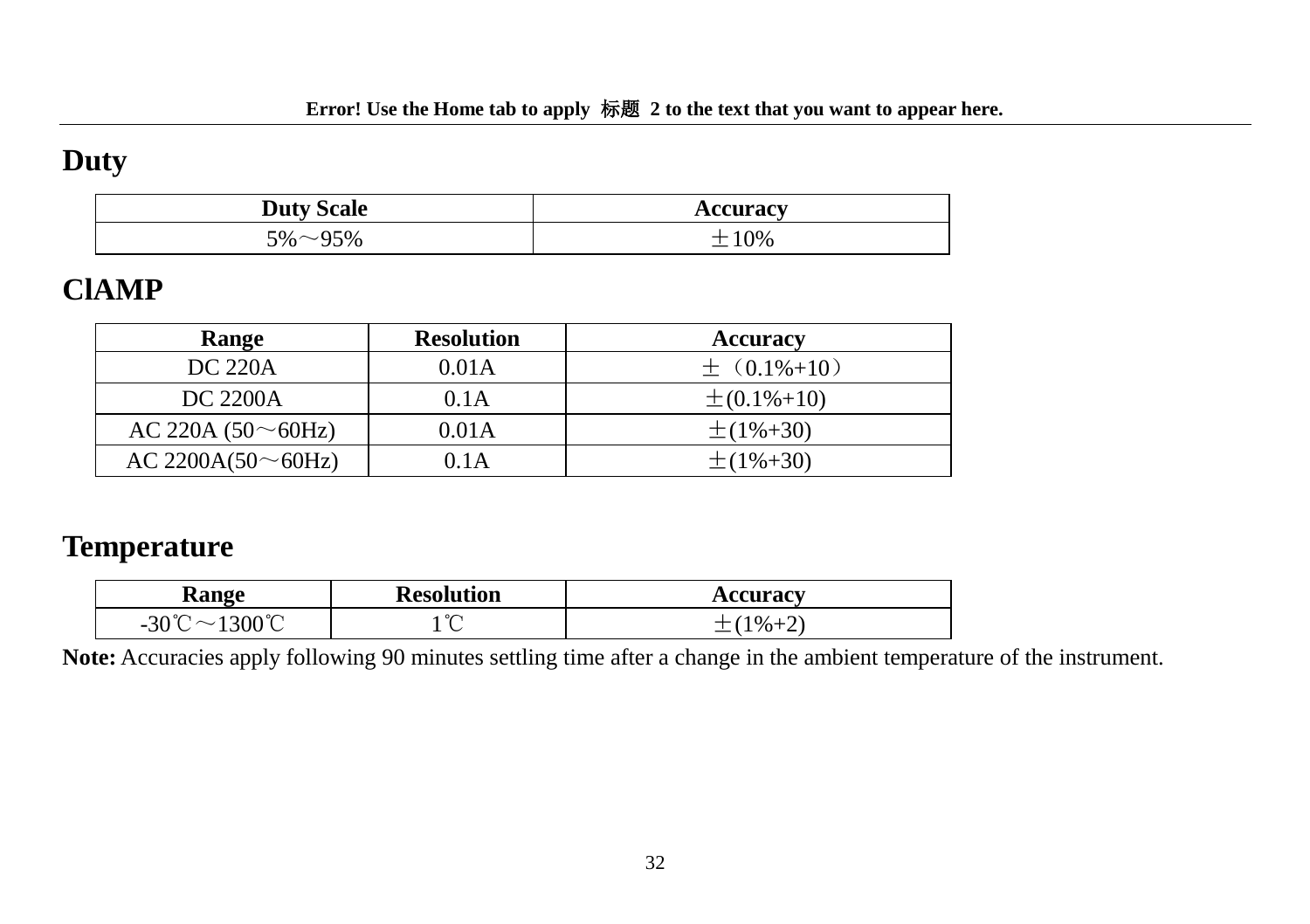## Duty

| Duty Scale | Accuracy |
|---|---|
| 5%～95% | ±10% |

## ClAMP

| Range | Resolution | Accuracy |
|---|---|---|
| DC 220A | 0.01A | ±（0.1%+10） |
| DC 2200A | 0.1A | ±(0.1%+10) |
| AC 220A (50～60Hz) | 0.01A | ±(1%+30) |
| AC 2200A(50～60Hz) | 0.1A | ±(1%+30) |

## Temperature

| Range | Resolution | Accuracy |
|---|---|---|
| -30℃～1300℃ | 1℃ | ±(1%+2) |

**Note:** Accuracies apply following 90 minutes settling time after a change in the ambient temperature of the instrument.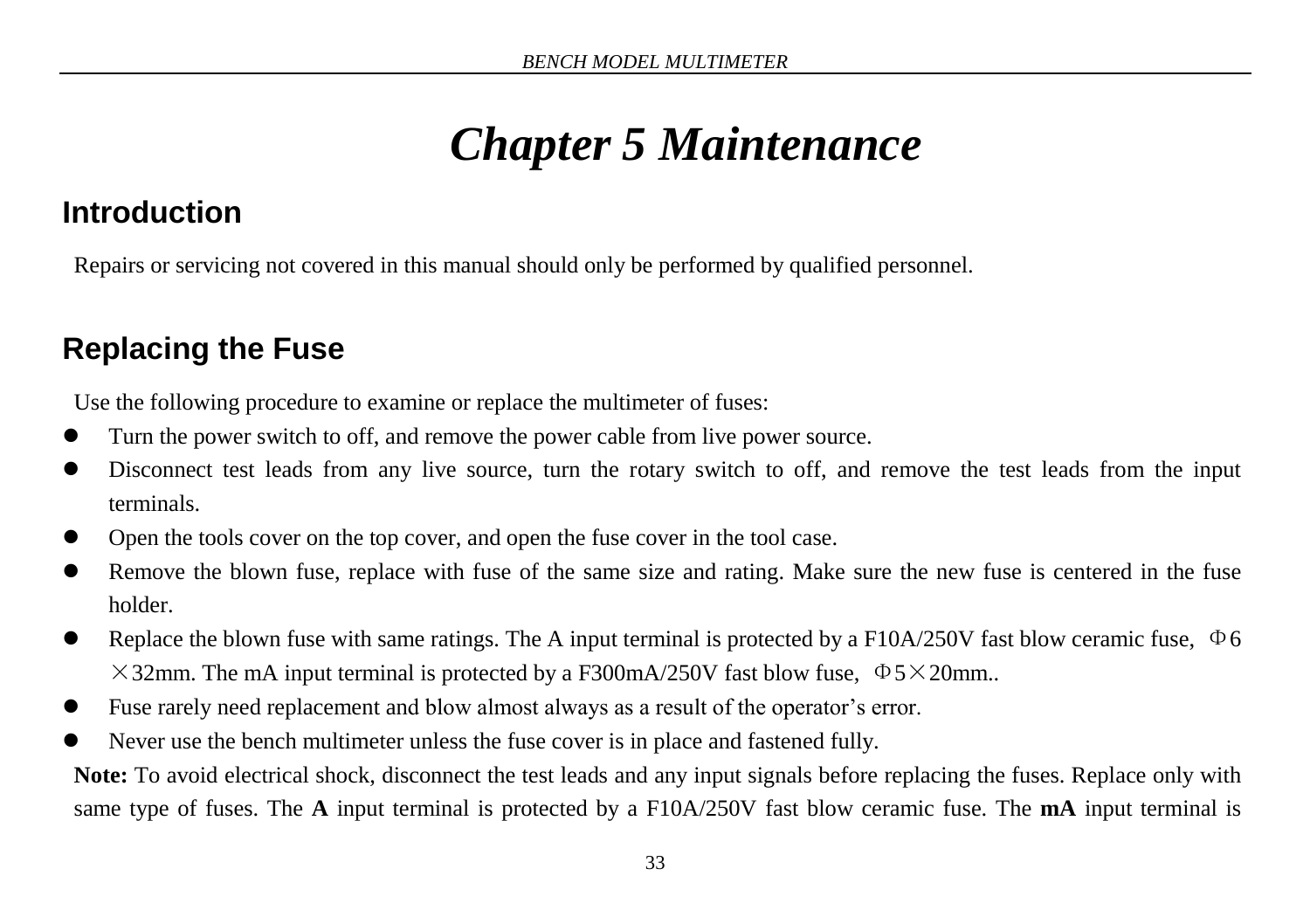# Chapter 5 Maintenance

## Introduction

Repairs or servicing not covered in this manual should only be performed by qualified personnel.

## Replacing the Fuse

Use the following procedure to examine or replace the multimeter of fuses:

- Turn the power switch to off, and remove the power cable from live power source.
- Disconnect test leads from any live source, turn the rotary switch to off, and remove the test leads from the input terminals.
- Open the tools cover on the top cover, and open the fuse cover in the tool case.
- Remove the blown fuse, replace with fuse of the same size and rating. Make sure the new fuse is centered in the fuse holder.
- Replace the blown fuse with same ratings. The A input terminal is protected by a F10A/250V fast blow ceramic fuse, Φ6×32mm. The mA input terminal is protected by a F300mA/250V fast blow fuse, Φ5×20mm..
- Fuse rarely need replacement and blow almost always as a result of the operator's error.
- Never use the bench multimeter unless the fuse cover is in place and fastened fully.

**Note:** To avoid electrical shock, disconnect the test leads and any input signals before replacing the fuses. Replace only with same type of fuses. The **A** input terminal is protected by a F10A/250V fast blow ceramic fuse. The **mA** input terminal is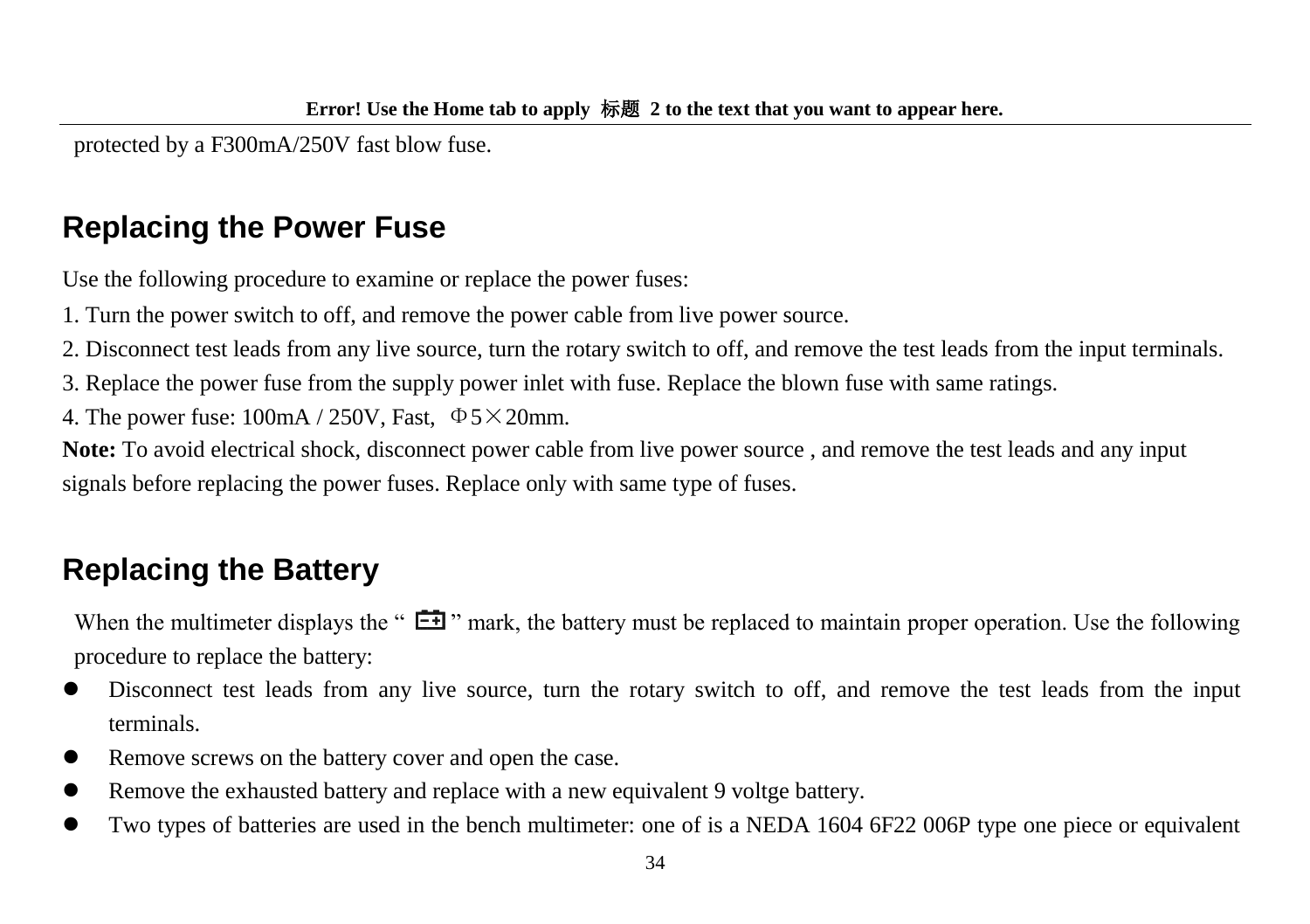protected by a F300mA/250V fast blow fuse.

## Replacing the Power Fuse

Use the following procedure to examine or replace the power fuses:

1. Turn the power switch to off, and remove the power cable from live power source.
2. Disconnect test leads from any live source, turn the rotary switch to off, and remove the test leads from the input terminals.
3. Replace the power fuse from the supply power inlet with fuse. Replace the blown fuse with same ratings.
4. The power fuse: 100mA / 250V, Fast, Φ5×20mm.

**Note:** To avoid electrical shock, disconnect power cable from live power source , and remove the test leads and any input signals before replacing the power fuses. Replace only with same type of fuses.

## Replacing the Battery

When the multimeter displays the " [battery symbol] " mark, the battery must be replaced to maintain proper operation. Use the following procedure to replace the battery:

- Disconnect test leads from any live source, turn the rotary switch to off, and remove the test leads from the input terminals.
- Remove screws on the battery cover and open the case.
- Remove the exhausted battery and replace with a new equivalent 9 voltge battery.
- Two types of batteries are used in the bench multimeter: one of is a NEDA 1604 6F22 006P type one piece or equivalent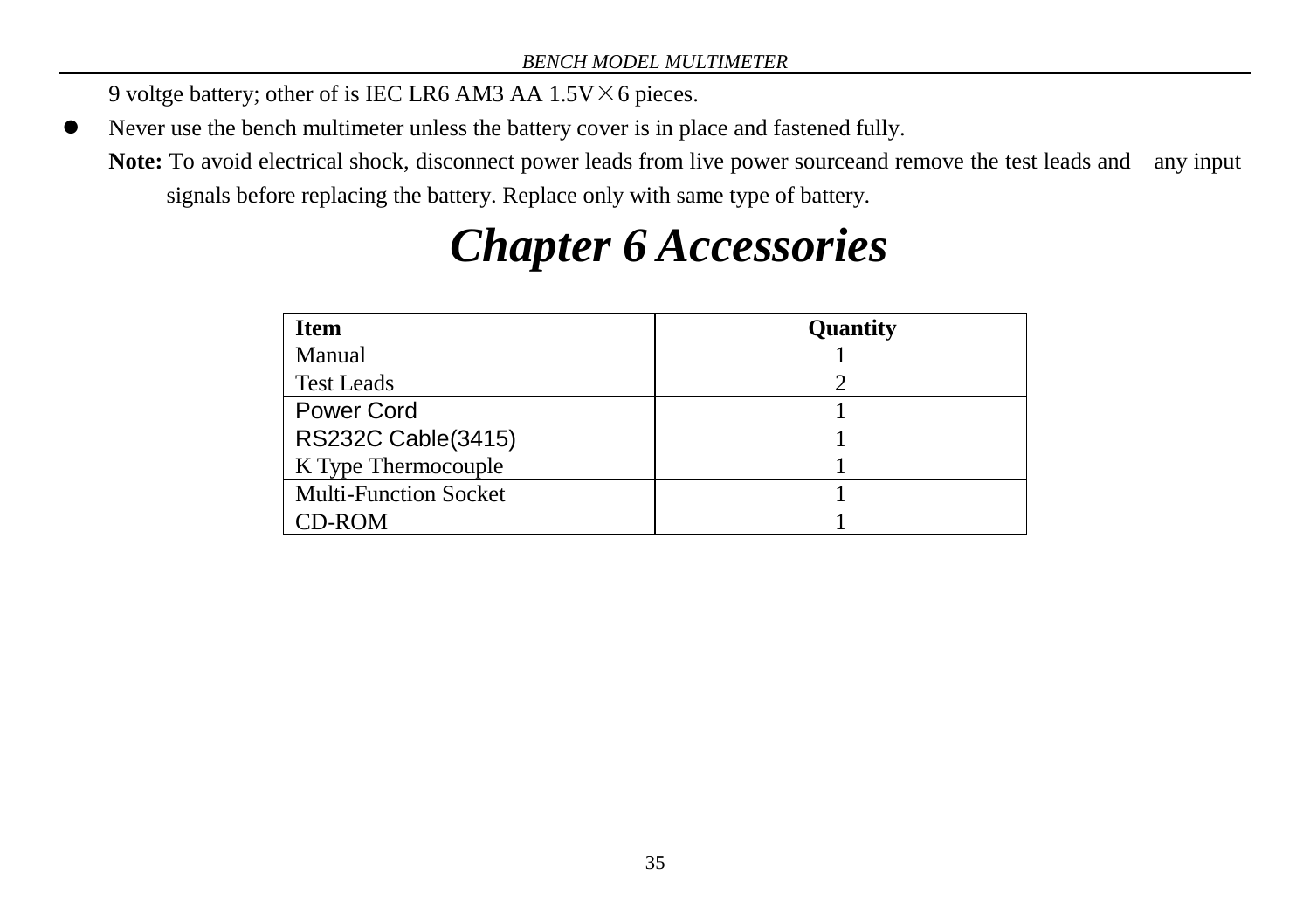9 voltge battery; other of is IEC LR6 AM3 AA 1.5V×6 pieces.

- Never use the bench multimeter unless the battery cover is in place and fastened fully.

**Note:** To avoid electrical shock, disconnect power leads from live power sourceand remove the test leads and any input signals before replacing the battery. Replace only with same type of battery.

# *Chapter 6 Accessories*

| **Item** | **Quantity** |
|---|---|
| Manual | 1 |
| Test Leads | 2 |
| Power Cord | 1 |
| RS232C Cable(3415) | 1 |
| K Type Thermocouple | 1 |
| Multi-Function Socket | 1 |
| CD-ROM | 1 |